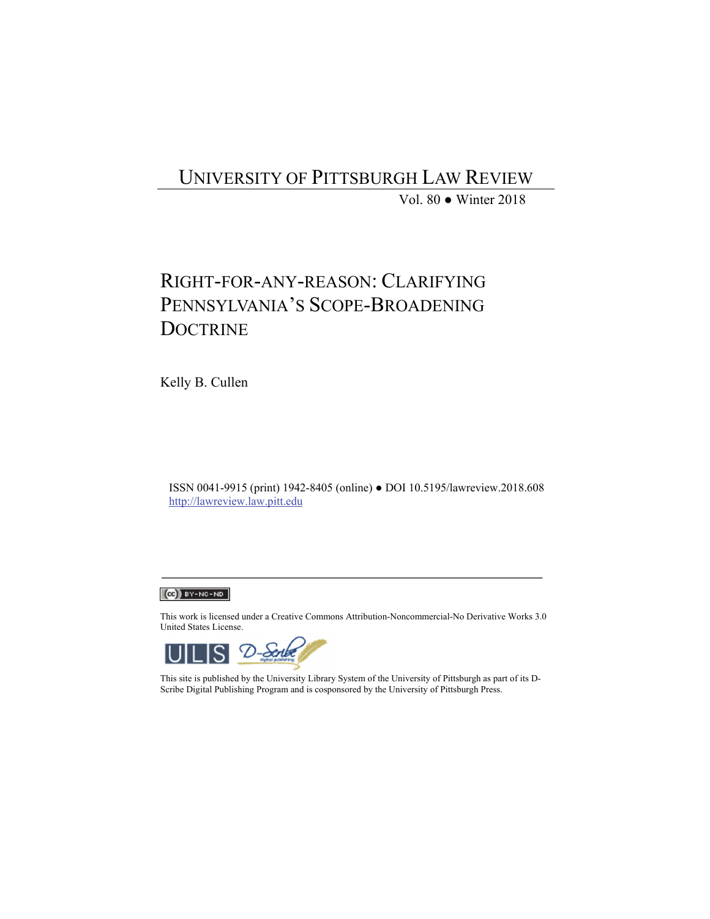# UNIVERSITY OF PITTSBURGH LAW REVIEW

Vol. 80 ● Winter 2018

## RIGHT-FOR-ANY-REASON: CLARIFYING PENNSYLVANIA'S SCOPE-BROADENING DOCTRINE

Kelly B. Cullen

ISSN 0041-9915 (print) 1942-8405 (online) ● DOI 10.5195/lawreview.2018.608
http://lawreview.law.pitt.edu

---

This work is licensed under a Creative Commons Attribution-Noncommercial-No Derivative Works 3.0 United States License.

This site is published by the University Library System of the University of Pittsburgh as part of its D-Scribe Digital Publishing Program and is cosponsored by the University of Pittsburgh Press.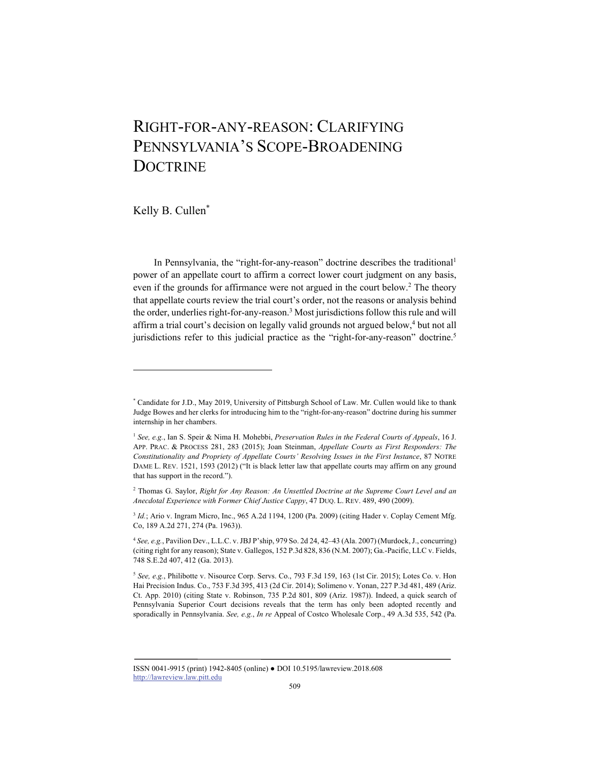# RIGHT-FOR-ANY-REASON: CLARIFYING PENNSYLVANIA'S SCOPE-BROADENING DOCTRINE

Kelly B. Cullen[*]

In Pennsylvania, the "right-for-any-reason" doctrine describes the traditional[1] power of an appellate court to affirm a correct lower court judgment on any basis, even if the grounds for affirmance were not argued in the court below.[2] The theory that appellate courts review the trial court's order, not the reasons or analysis behind the order, underlies right-for-any-reason.[3] Most jurisdictions follow this rule and will affirm a trial court's decision on legally valid grounds not argued below,[4] but not all jurisdictions refer to this judicial practice as the "right-for-any-reason" doctrine.[5]

---

[*] Candidate for J.D., May 2019, University of Pittsburgh School of Law. Mr. Cullen would like to thank Judge Bowes and her clerks for introducing him to the "right-for-any-reason" doctrine during his summer internship in her chambers.

[1] *See, e.g.*, Ian S. Speir & Nima H. Mohebbi, *Preservation Rules in the Federal Courts of Appeals*, 16 J. APP. PRAC. & PROCESS 281, 283 (2015); Joan Steinman, *Appellate Courts as First Responders: The Constitutionality and Propriety of Appellate Courts' Resolving Issues in the First Instance*, 87 NOTRE DAME L. REV. 1521, 1593 (2012) ("It is black letter law that appellate courts may affirm on any ground that has support in the record.").

[2] Thomas G. Saylor, *Right for Any Reason: An Unsettled Doctrine at the Supreme Court Level and an Anecdotal Experience with Former Chief Justice Cappy*, 47 DUQ. L. REV. 489, 490 (2009).

[3] *Id.*; Ario v. Ingram Micro, Inc., 965 A.2d 1194, 1200 (Pa. 2009) (citing Hader v. Coplay Cement Mfg. Co, 189 A.2d 271, 274 (Pa. 1963)).

[4] *See, e.g.*, Pavilion Dev., L.L.C. v. JBJ P'ship, 979 So. 2d 24, 42–43 (Ala. 2007) (Murdock, J., concurring) (citing right for any reason); State v. Gallegos, 152 P.3d 828, 836 (N.M. 2007); Ga.-Pacific, LLC v. Fields, 748 S.E.2d 407, 412 (Ga. 2013).

[5] *See, e.g.*, Philibotte v. Nisource Corp. Servs. Co., 793 F.3d 159, 163 (1st Cir. 2015); Lotes Co. v. Hon Hai Precision Indus. Co., 753 F.3d 395, 413 (2d Cir. 2014); Solimeno v. Yonan, 227 P.3d 481, 489 (Ariz. Ct. App. 2010) (citing State v. Robinson, 735 P.2d 801, 809 (Ariz. 1987)). Indeed, a quick search of Pennsylvania Superior Court decisions reveals that the term has only been adopted recently and sporadically in Pennsylvania. *See, e.g.*, *In re* Appeal of Costco Wholesale Corp., 49 A.3d 535, 542 (Pa.

ISSN 0041-9915 (print) 1942-8405 (online) ● DOI 10.5195/lawreview.2018.608
http://lawreview.law.pitt.edu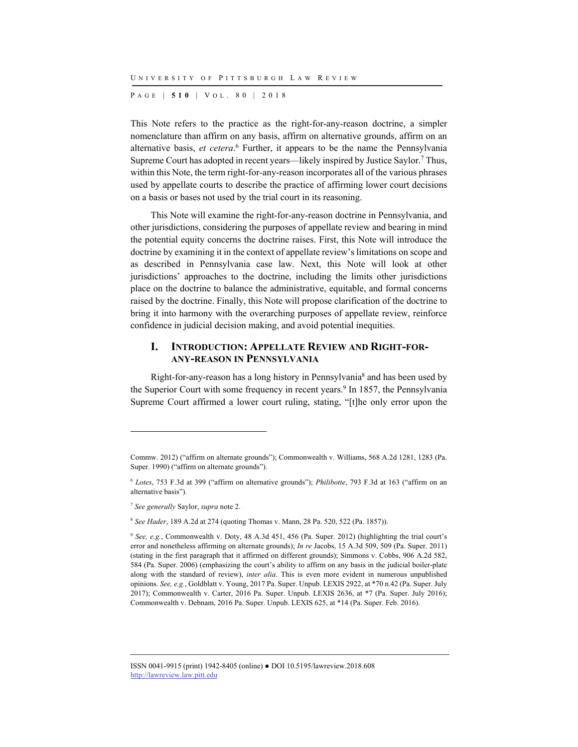This Note refers to the practice as the right-for-any-reason doctrine, a simpler nomenclature than affirm on any basis, affirm on alternative grounds, affirm on an alternative basis, *et cetera*.[6] Further, it appears to be the name the Pennsylvania Supreme Court has adopted in recent years—likely inspired by Justice Saylor.[7] Thus, within this Note, the term right-for-any-reason incorporates all of the various phrases used by appellate courts to describe the practice of affirming lower court decisions on a basis or bases not used by the trial court in its reasoning.

This Note will examine the right-for-any-reason doctrine in Pennsylvania, and other jurisdictions, considering the purposes of appellate review and bearing in mind the potential equity concerns the doctrine raises. First, this Note will introduce the doctrine by examining it in the context of appellate review's limitations on scope and as described in Pennsylvania case law. Next, this Note will look at other jurisdictions' approaches to the doctrine, including the limits other jurisdictions place on the doctrine to balance the administrative, equitable, and formal concerns raised by the doctrine. Finally, this Note will propose clarification of the doctrine to bring it into harmony with the overarching purposes of appellate review, reinforce confidence in judicial decision making, and avoid potential inequities.

## I. Introduction: Appellate Review and Right-for-any-reason in Pennsylvania

Right-for-any-reason has a long history in Pennsylvania[8] and has been used by the Superior Court with some frequency in recent years.[9] In 1857, the Pennsylvania Supreme Court affirmed a lower court ruling, stating, "[t]he only error upon the

---

Commw. 2012) ("affirm on alternate grounds"); Commonwealth v. Williams, 568 A.2d 1281, 1283 (Pa. Super. 1990) ("affirm on alternate grounds").

[6] *Lotes*, 753 F.3d at 399 ("affirm on alternative grounds"); *Philibotte*, 793 F.3d at 163 ("affirm on an alternative basis").

[7] *See generally* Saylor, *supra* note 2.

[8] *See Hader*, 189 A.2d at 274 (quoting Thomas v. Mann, 28 Pa. 520, 522 (Pa. 1857)).

[9] *See, e.g.*, Commonwealth v. Doty, 48 A.3d 451, 456 (Pa. Super. 2012) (highlighting the trial court's error and nonetheless affirming on alternate grounds); *In re* Jacobs, 15 A.3d 509, 509 (Pa. Super. 2011) (stating in the first paragraph that it affirmed on different grounds); Simmons v. Cobbs, 906 A.2d 582, 584 (Pa. Super. 2006) (emphasizing the court's ability to affirm on any basis in the judicial boiler-plate along with the standard of review), *inter alia*. This is even more evident in numerous unpublished opinions. *See, e.g.*, Goldblatt v. Young, 2017 Pa. Super. Unpub. LEXIS 2922, at *70 n.42 (Pa. Super. July 2017); Commonwealth v. Carter, 2016 Pa. Super. Unpub. LEXIS 2636, at *7 (Pa. Super. July 2016); Commonwealth v. Debnam, 2016 Pa. Super. Unpub. LEXIS 625, at *14 (Pa. Super. Feb. 2016).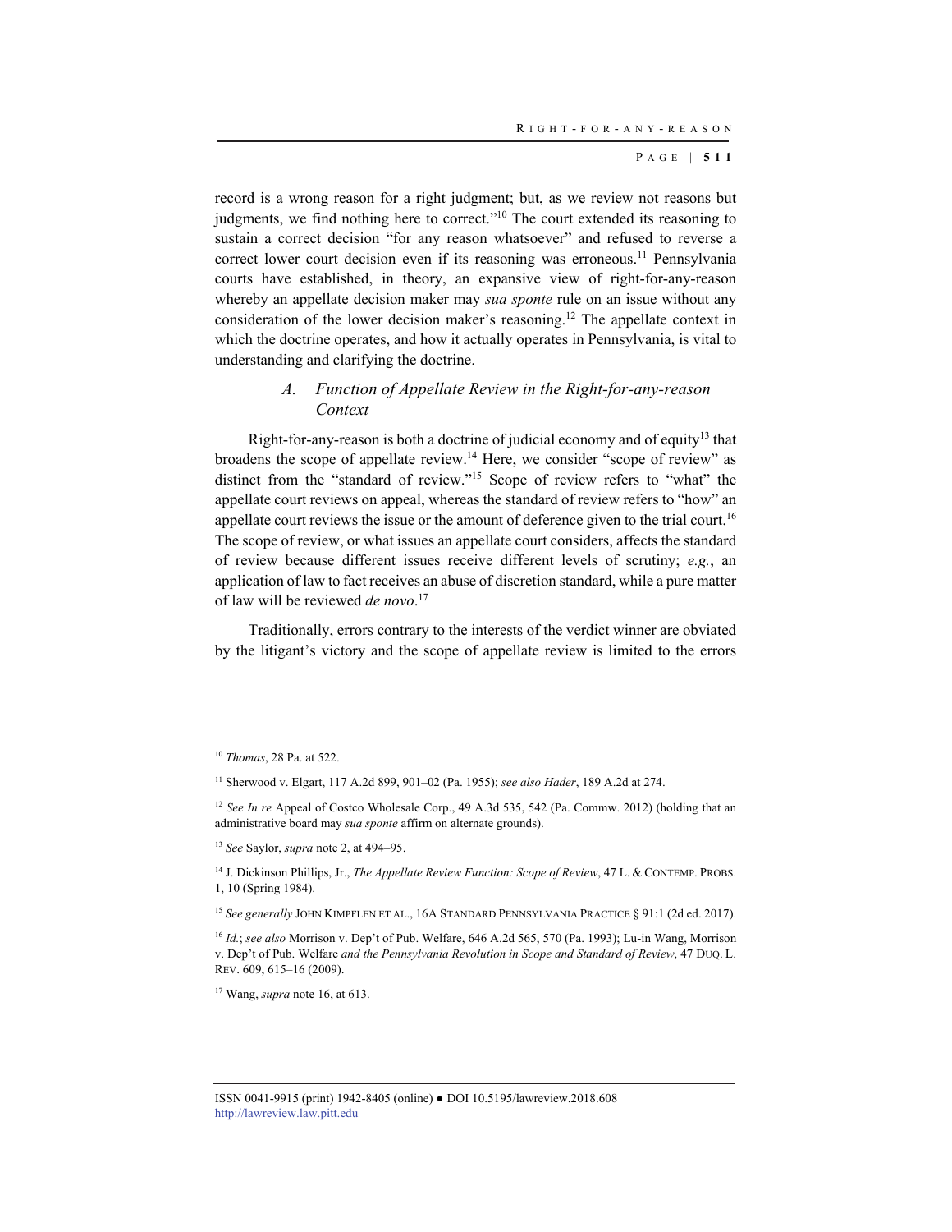record is a wrong reason for a right judgment; but, as we review not reasons but judgments, we find nothing here to correct."[10] The court extended its reasoning to sustain a correct decision "for any reason whatsoever" and refused to reverse a correct lower court decision even if its reasoning was erroneous.[11] Pennsylvania courts have established, in theory, an expansive view of right-for-any-reason whereby an appellate decision maker may *sua sponte* rule on an issue without any consideration of the lower decision maker's reasoning.[12] The appellate context in which the doctrine operates, and how it actually operates in Pennsylvania, is vital to understanding and clarifying the doctrine.

### A. Function of Appellate Review in the Right-for-any-reason Context

Right-for-any-reason is both a doctrine of judicial economy and of equity[13] that broadens the scope of appellate review.[14] Here, we consider "scope of review" as distinct from the "standard of review."[15] Scope of review refers to "what" the appellate court reviews on appeal, whereas the standard of review refers to "how" an appellate court reviews the issue or the amount of deference given to the trial court.[16] The scope of review, or what issues an appellate court considers, affects the standard of review because different issues receive different levels of scrutiny; *e.g.*, an application of law to fact receives an abuse of discretion standard, while a pure matter of law will be reviewed *de novo*.[17]

Traditionally, errors contrary to the interests of the verdict winner are obviated by the litigant's victory and the scope of appellate review is limited to the errors

---

[10] *Thomas*, 28 Pa. at 522.

[11] Sherwood v. Elgart, 117 A.2d 899, 901–02 (Pa. 1955); *see also Hader*, 189 A.2d at 274.

[12] *See In re* Appeal of Costco Wholesale Corp., 49 A.3d 535, 542 (Pa. Commw. 2012) (holding that an administrative board may *sua sponte* affirm on alternate grounds).

[13] *See* Saylor, *supra* note 2, at 494–95.

[14] J. Dickinson Phillips, Jr., *The Appellate Review Function: Scope of Review*, 47 L. & CONTEMP. PROBS. 1, 10 (Spring 1984).

[15] *See generally* JOHN KIMPFLEN ET AL., 16A STANDARD PENNSYLVANIA PRACTICE § 91:1 (2d ed. 2017).

[16] *Id.*; *see also* Morrison v. Dep't of Pub. Welfare, 646 A.2d 565, 570 (Pa. 1993); Lu-in Wang, Morrison v. Dep't of Pub. Welfare *and the Pennsylvania Revolution in Scope and Standard of Review*, 47 DUQ. L. REV. 609, 615–16 (2009).

[17] Wang, *supra* note 16, at 613.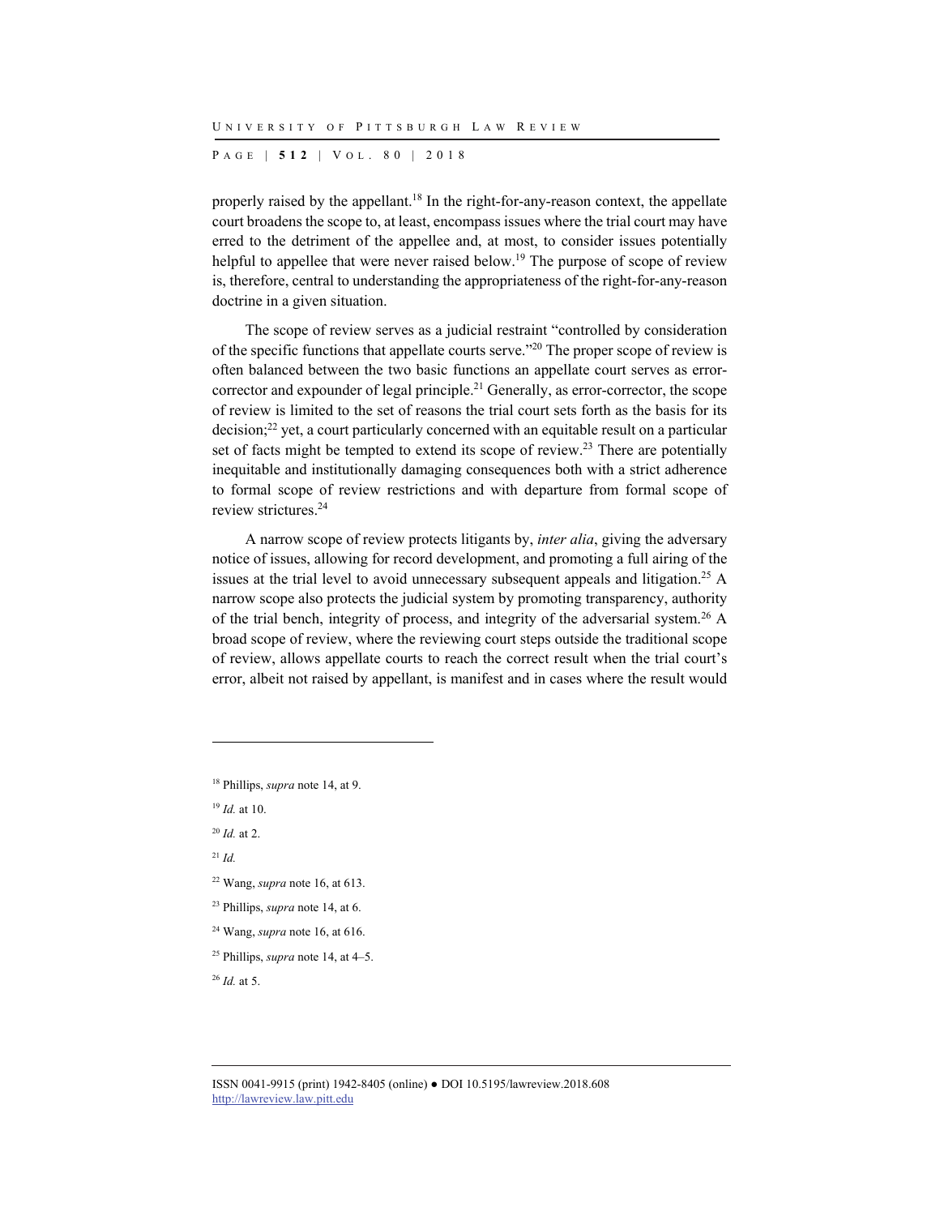properly raised by the appellant.[18] In the right-for-any-reason context, the appellate court broadens the scope to, at least, encompass issues where the trial court may have erred to the detriment of the appellee and, at most, to consider issues potentially helpful to appellee that were never raised below.[19] The purpose of scope of review is, therefore, central to understanding the appropriateness of the right-for-any-reason doctrine in a given situation.

The scope of review serves as a judicial restraint "controlled by consideration of the specific functions that appellate courts serve."[20] The proper scope of review is often balanced between the two basic functions an appellate court serves as error-corrector and expounder of legal principle.[21] Generally, as error-corrector, the scope of review is limited to the set of reasons the trial court sets forth as the basis for its decision;[22] yet, a court particularly concerned with an equitable result on a particular set of facts might be tempted to extend its scope of review.[23] There are potentially inequitable and institutionally damaging consequences both with a strict adherence to formal scope of review restrictions and with departure from formal scope of review strictures.[24]

A narrow scope of review protects litigants by, *inter alia*, giving the adversary notice of issues, allowing for record development, and promoting a full airing of the issues at the trial level to avoid unnecessary subsequent appeals and litigation.[25] A narrow scope also protects the judicial system by promoting transparency, authority of the trial bench, integrity of process, and integrity of the adversarial system.[26] A broad scope of review, where the reviewing court steps outside the traditional scope of review, allows appellate courts to reach the correct result when the trial court's error, albeit not raised by appellant, is manifest and in cases where the result would

---

[18] Phillips, *supra* note 14, at 9.

[19] *Id.* at 10.

[20] *Id.* at 2.

[21] *Id.*

[22] Wang, *supra* note 16, at 613.

[23] Phillips, *supra* note 14, at 6.

[24] Wang, *supra* note 16, at 616.

[25] Phillips, *supra* note 14, at 4–5.

[26] *Id.* at 5.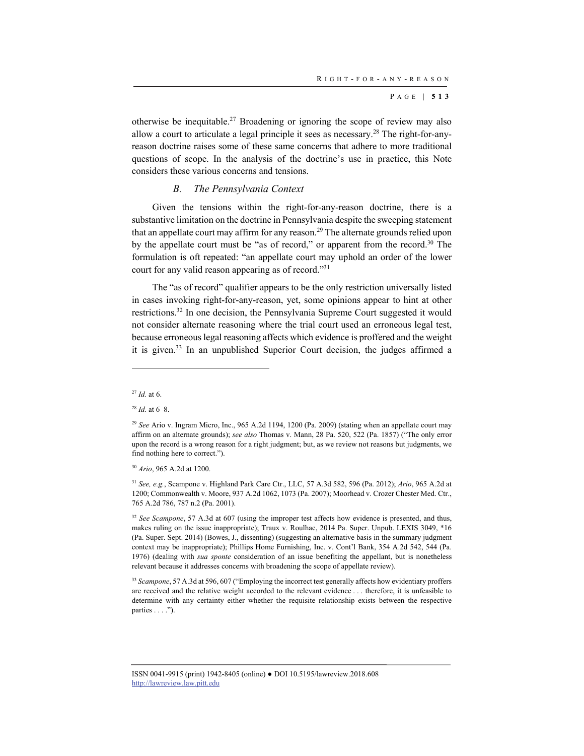otherwise be inequitable.[27] Broadening or ignoring the scope of review may also allow a court to articulate a legal principle it sees as necessary.[28] The right-for-any-reason doctrine raises some of these same concerns that adhere to more traditional questions of scope. In the analysis of the doctrine's use in practice, this Note considers these various concerns and tensions.

### *B. The Pennsylvania Context*

Given the tensions within the right-for-any-reason doctrine, there is a substantive limitation on the doctrine in Pennsylvania despite the sweeping statement that an appellate court may affirm for any reason.[29] The alternate grounds relied upon by the appellate court must be "as of record," or apparent from the record.[30] The formulation is oft repeated: "an appellate court may uphold an order of the lower court for any valid reason appearing as of record."[31]

The "as of record" qualifier appears to be the only restriction universally listed in cases invoking right-for-any-reason, yet, some opinions appear to hint at other restrictions.[32] In one decision, the Pennsylvania Supreme Court suggested it would not consider alternate reasoning where the trial court used an erroneous legal test, because erroneous legal reasoning affects which evidence is proffered and the weight it is given.[33] In an unpublished Superior Court decision, the judges affirmed a

---

[27] *Id.* at 6.

[28] *Id.* at 6–8.

[29] *See* Ario v. Ingram Micro, Inc., 965 A.2d 1194, 1200 (Pa. 2009) (stating when an appellate court may affirm on an alternate grounds); *see also* Thomas v. Mann, 28 Pa. 520, 522 (Pa. 1857) ("The only error upon the record is a wrong reason for a right judgment; but, as we review not reasons but judgments, we find nothing here to correct.").

[30] *Ario*, 965 A.2d at 1200.

[31] *See, e.g.*, Scampone v. Highland Park Care Ctr., LLC, 57 A.3d 582, 596 (Pa. 2012); *Ario*, 965 A.2d at 1200; Commonwealth v. Moore, 937 A.2d 1062, 1073 (Pa. 2007); Moorhead v. Crozer Chester Med. Ctr., 765 A.2d 786, 787 n.2 (Pa. 2001).

[32] *See Scampone*, 57 A.3d at 607 (using the improper test affects how evidence is presented, and thus, makes ruling on the issue inappropriate); Traux v. Roulhac, 2014 Pa. Super. Unpub. LEXIS 3049, *16 (Pa. Super. Sept. 2014) (Bowes, J., dissenting) (suggesting an alternative basis in the summary judgment context may be inappropriate); Phillips Home Furnishing, Inc. v. Cont'l Bank, 354 A.2d 542, 544 (Pa. 1976) (dealing with *sua sponte* consideration of an issue benefiting the appellant, but is nonetheless relevant because it addresses concerns with broadening the scope of appellate review).

[33] *Scampone*, 57 A.3d at 596, 607 ("Employing the incorrect test generally affects how evidentiary proffers are received and the relative weight accorded to the relevant evidence . . . therefore, it is unfeasible to determine with any certainty either whether the requisite relationship exists between the respective parties . . . .").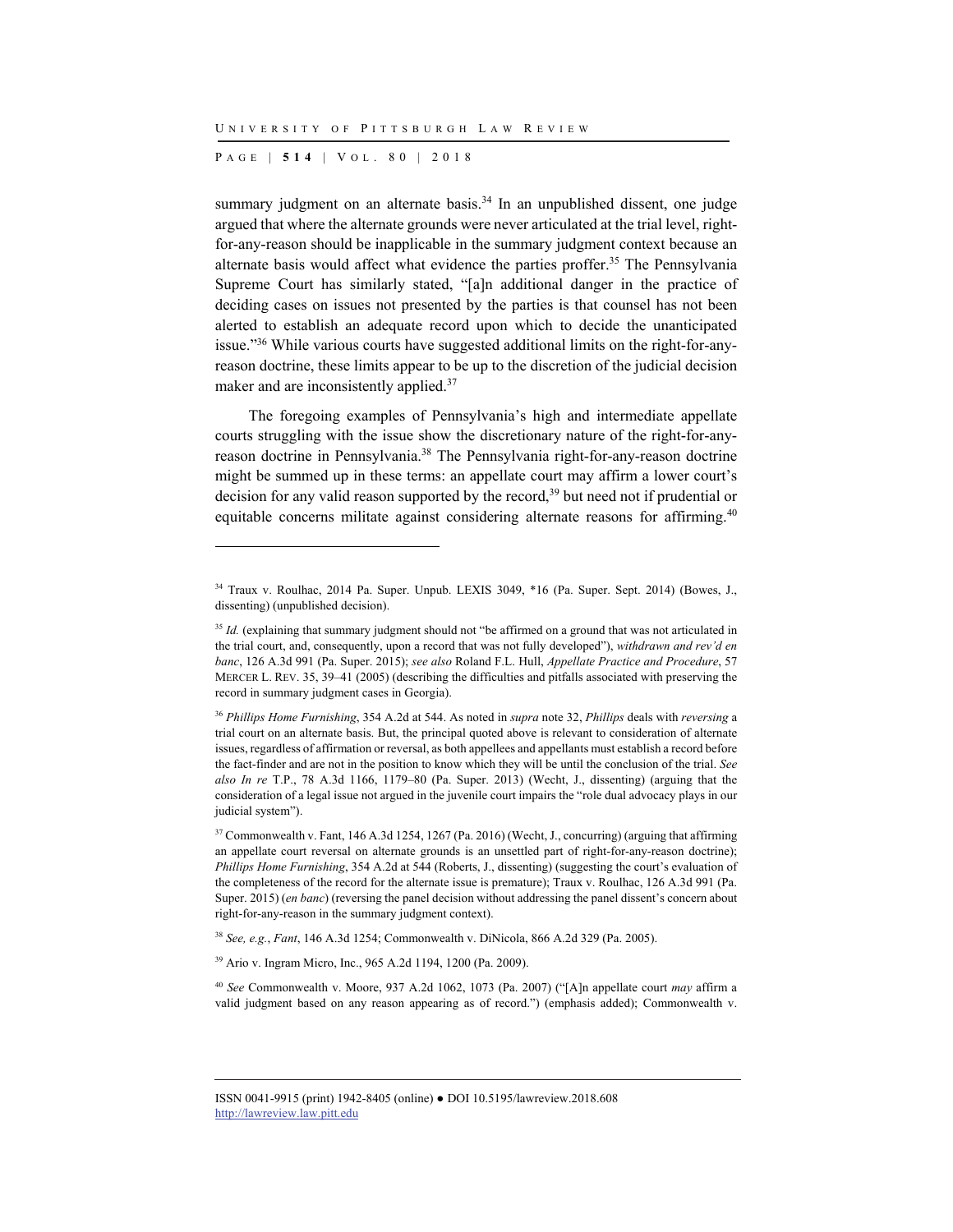summary judgment on an alternate basis.[34] In an unpublished dissent, one judge argued that where the alternate grounds were never articulated at the trial level, right-for-any-reason should be inapplicable in the summary judgment context because an alternate basis would affect what evidence the parties proffer.[35] The Pennsylvania Supreme Court has similarly stated, "[a]n additional danger in the practice of deciding cases on issues not presented by the parties is that counsel has not been alerted to establish an adequate record upon which to decide the unanticipated issue."[36] While various courts have suggested additional limits on the right-for-any-reason doctrine, these limits appear to be up to the discretion of the judicial decision maker and are inconsistently applied.[37]

The foregoing examples of Pennsylvania's high and intermediate appellate courts struggling with the issue show the discretionary nature of the right-for-any-reason doctrine in Pennsylvania.[38] The Pennsylvania right-for-any-reason doctrine might be summed up in these terms: an appellate court may affirm a lower court's decision for any valid reason supported by the record,[39] but need not if prudential or equitable concerns militate against considering alternate reasons for affirming.[40]

---

[34] Traux v. Roulhac, 2014 Pa. Super. Unpub. LEXIS 3049, *16 (Pa. Super. Sept. 2014) (Bowes, J., dissenting) (unpublished decision).

[35] *Id.* (explaining that summary judgment should not "be affirmed on a ground that was not articulated in the trial court, and, consequently, upon a record that was not fully developed"), *withdrawn and rev'd en banc*, 126 A.3d 991 (Pa. Super. 2015); *see also* Roland F.L. Hull, *Appellate Practice and Procedure*, 57 MERCER L. REV. 35, 39–41 (2005) (describing the difficulties and pitfalls associated with preserving the record in summary judgment cases in Georgia).

[36] *Phillips Home Furnishing*, 354 A.2d at 544. As noted in *supra* note 32, *Phillips* deals with *reversing* a trial court on an alternate basis. But, the principal quoted above is relevant to consideration of alternate issues, regardless of affirmation or reversal, as both appellees and appellants must establish a record before the fact-finder and are not in the position to know which they will be until the conclusion of the trial. *See also In re* T.P., 78 A.3d 1166, 1179–80 (Pa. Super. 2013) (Wecht, J., dissenting) (arguing that the consideration of a legal issue not argued in the juvenile court impairs the "role dual advocacy plays in our judicial system").

[37] Commonwealth v. Fant, 146 A.3d 1254, 1267 (Pa. 2016) (Wecht, J., concurring) (arguing that affirming an appellate court reversal on alternate grounds is an unsettled part of right-for-any-reason doctrine); *Phillips Home Furnishing*, 354 A.2d at 544 (Roberts, J., dissenting) (suggesting the court's evaluation of the completeness of the record for the alternate issue is premature); Traux v. Roulhac, 126 A.3d 991 (Pa. Super. 2015) (*en banc*) (reversing the panel decision without addressing the panel dissent's concern about right-for-any-reason in the summary judgment context).

[38] *See, e.g.*, *Fant*, 146 A.3d 1254; Commonwealth v. DiNicola, 866 A.2d 329 (Pa. 2005).

[39] Ario v. Ingram Micro, Inc., 965 A.2d 1194, 1200 (Pa. 2009).

[40] *See* Commonwealth v. Moore, 937 A.2d 1062, 1073 (Pa. 2007) ("[A]n appellate court *may* affirm a valid judgment based on any reason appearing as of record.") (emphasis added); Commonwealth v.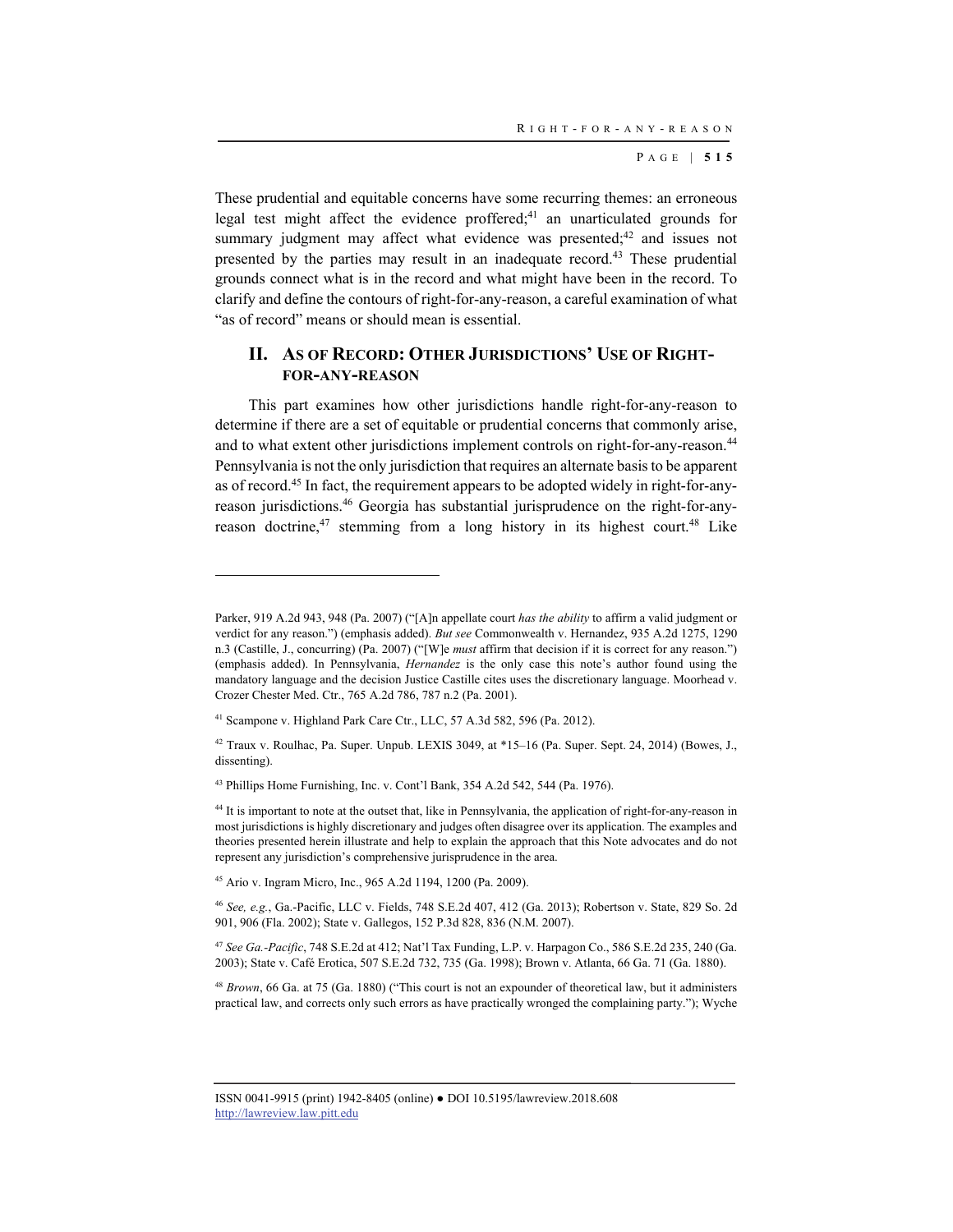These prudential and equitable concerns have some recurring themes: an erroneous legal test might affect the evidence proffered;[41] an unarticulated grounds for summary judgment may affect what evidence was presented;[42] and issues not presented by the parties may result in an inadequate record.[43] These prudential grounds connect what is in the record and what might have been in the record. To clarify and define the contours of right-for-any-reason, a careful examination of what "as of record" means or should mean is essential.

## II. As of Record: Other Jurisdictions' Use of Right-for-any-reason

This part examines how other jurisdictions handle right-for-any-reason to determine if there are a set of equitable or prudential concerns that commonly arise, and to what extent other jurisdictions implement controls on right-for-any-reason.[44] Pennsylvania is not the only jurisdiction that requires an alternate basis to be apparent as of record.[45] In fact, the requirement appears to be adopted widely in right-for-any-reason jurisdictions.[46] Georgia has substantial jurisprudence on the right-for-any-reason doctrine,[47] stemming from a long history in its highest court.[48] Like

---

Parker, 919 A.2d 943, 948 (Pa. 2007) ("[A]n appellate court *has the ability* to affirm a valid judgment or verdict for any reason.") (emphasis added). *But see* Commonwealth v. Hernandez, 935 A.2d 1275, 1290 n.3 (Castille, J., concurring) (Pa. 2007) ("[W]e *must* affirm that decision if it is correct for any reason.") (emphasis added). In Pennsylvania, *Hernandez* is the only case this note's author found using the mandatory language and the decision Justice Castille cites uses the discretionary language. Moorhead v. Crozer Chester Med. Ctr., 765 A.2d 786, 787 n.2 (Pa. 2001).

[41] Scampone v. Highland Park Care Ctr., LLC, 57 A.3d 582, 596 (Pa. 2012).

[42] Traux v. Roulhac, Pa. Super. Unpub. LEXIS 3049, at *15–16 (Pa. Super. Sept. 24, 2014) (Bowes, J., dissenting).

[43] Phillips Home Furnishing, Inc. v. Cont'l Bank, 354 A.2d 542, 544 (Pa. 1976).

[44] It is important to note at the outset that, like in Pennsylvania, the application of right-for-any-reason in most jurisdictions is highly discretionary and judges often disagree over its application. The examples and theories presented herein illustrate and help to explain the approach that this Note advocates and do not represent any jurisdiction's comprehensive jurisprudence in the area.

[45] Ario v. Ingram Micro, Inc., 965 A.2d 1194, 1200 (Pa. 2009).

[46] *See, e.g.*, Ga.-Pacific, LLC v. Fields, 748 S.E.2d 407, 412 (Ga. 2013); Robertson v. State, 829 So. 2d 901, 906 (Fla. 2002); State v. Gallegos, 152 P.3d 828, 836 (N.M. 2007).

[47] *See Ga.-Pacific*, 748 S.E.2d at 412; Nat'l Tax Funding, L.P. v. Harpagon Co., 586 S.E.2d 235, 240 (Ga. 2003); State v. Café Erotica, 507 S.E.2d 732, 735 (Ga. 1998); Brown v. Atlanta, 66 Ga. 71 (Ga. 1880).

[48] *Brown*, 66 Ga. at 75 (Ga. 1880) ("This court is not an expounder of theoretical law, but it administers practical law, and corrects only such errors as have practically wronged the complaining party."); Wyche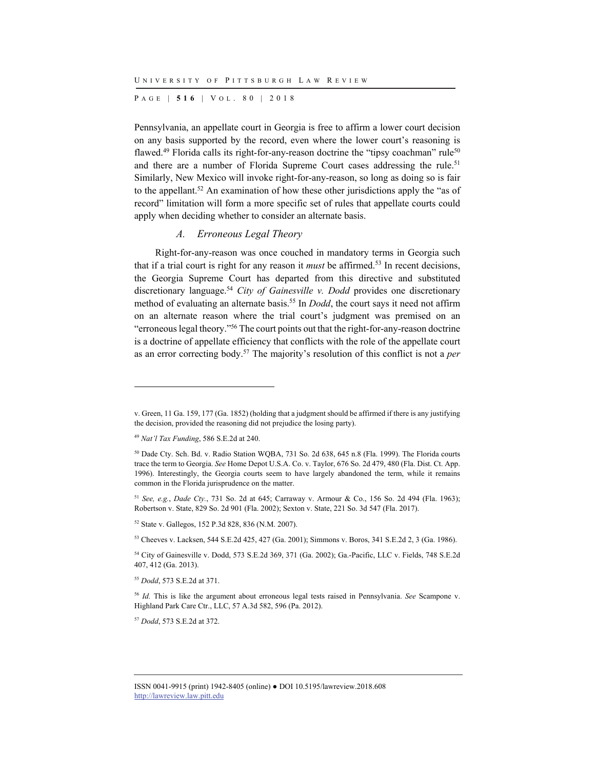Pennsylvania, an appellate court in Georgia is free to affirm a lower court decision on any basis supported by the record, even where the lower court's reasoning is flawed.[49] Florida calls its right-for-any-reason doctrine the "tipsy coachman" rule[50] and there are a number of Florida Supreme Court cases addressing the rule.[51] Similarly, New Mexico will invoke right-for-any-reason, so long as doing so is fair to the appellant.[52] An examination of how these other jurisdictions apply the "as of record" limitation will form a more specific set of rules that appellate courts could apply when deciding whether to consider an alternate basis.

### *A. Erroneous Legal Theory*

Right-for-any-reason was once couched in mandatory terms in Georgia such that if a trial court is right for any reason it *must* be affirmed.[53] In recent decisions, the Georgia Supreme Court has departed from this directive and substituted discretionary language.[54] *City of Gainesville v. Dodd* provides one discretionary method of evaluating an alternate basis.[55] In *Dodd*, the court says it need not affirm on an alternate reason where the trial court's judgment was premised on an "erroneous legal theory."[56] The court points out that the right-for-any-reason doctrine is a doctrine of appellate efficiency that conflicts with the role of the appellate court as an error correcting body.[57] The majority's resolution of this conflict is not a *per*

---

v. Green, 11 Ga. 159, 177 (Ga. 1852) (holding that a judgment should be affirmed if there is any justifying the decision, provided the reasoning did not prejudice the losing party).

[49] *Nat'l Tax Funding*, 586 S.E.2d at 240.

[50] Dade Cty. Sch. Bd. v. Radio Station WQBA, 731 So. 2d 638, 645 n.8 (Fla. 1999). The Florida courts trace the term to Georgia. *See* Home Depot U.S.A. Co. v. Taylor, 676 So. 2d 479, 480 (Fla. Dist. Ct. App. 1996). Interestingly, the Georgia courts seem to have largely abandoned the term, while it remains common in the Florida jurisprudence on the matter.

[51] *See, e.g.*, *Dade Cty.*, 731 So. 2d at 645; Carraway v. Armour & Co., 156 So. 2d 494 (Fla. 1963); Robertson v. State, 829 So. 2d 901 (Fla. 2002); Sexton v. State, 221 So. 3d 547 (Fla. 2017).

[52] State v. Gallegos, 152 P.3d 828, 836 (N.M. 2007).

[53] Cheeves v. Lacksen, 544 S.E.2d 425, 427 (Ga. 2001); Simmons v. Boros, 341 S.E.2d 2, 3 (Ga. 1986).

[54] City of Gainesville v. Dodd, 573 S.E.2d 369, 371 (Ga. 2002); Ga.-Pacific, LLC v. Fields, 748 S.E.2d 407, 412 (Ga. 2013).

[55] *Dodd*, 573 S.E.2d at 371.

[56] *Id.* This is like the argument about erroneous legal tests raised in Pennsylvania. *See* Scampone v. Highland Park Care Ctr., LLC, 57 A.3d 582, 596 (Pa. 2012).

[57] *Dodd*, 573 S.E.2d at 372.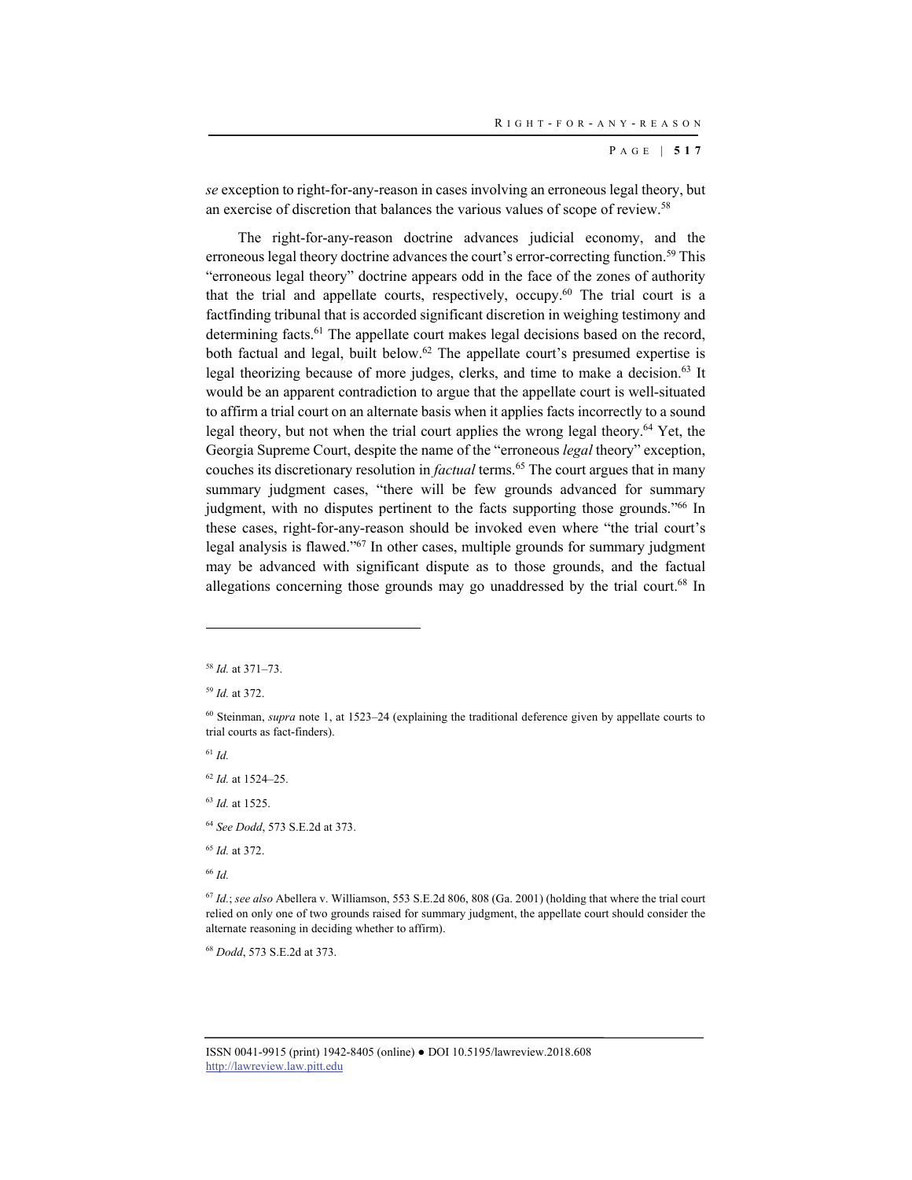*se* exception to right-for-any-reason in cases involving an erroneous legal theory, but an exercise of discretion that balances the various values of scope of review.[58]

The right-for-any-reason doctrine advances judicial economy, and the erroneous legal theory doctrine advances the court's error-correcting function.[59] This "erroneous legal theory" doctrine appears odd in the face of the zones of authority that the trial and appellate courts, respectively, occupy.[60] The trial court is a factfinding tribunal that is accorded significant discretion in weighing testimony and determining facts.[61] The appellate court makes legal decisions based on the record, both factual and legal, built below.[62] The appellate court's presumed expertise is legal theorizing because of more judges, clerks, and time to make a decision.[63] It would be an apparent contradiction to argue that the appellate court is well-situated to affirm a trial court on an alternate basis when it applies facts incorrectly to a sound legal theory, but not when the trial court applies the wrong legal theory.[64] Yet, the Georgia Supreme Court, despite the name of the "erroneous *legal* theory" exception, couches its discretionary resolution in *factual* terms.[65] The court argues that in many summary judgment cases, "there will be few grounds advanced for summary judgment, with no disputes pertinent to the facts supporting those grounds."[66] In these cases, right-for-any-reason should be invoked even where "the trial court's legal analysis is flawed."[67] In other cases, multiple grounds for summary judgment may be advanced with significant dispute as to those grounds, and the factual allegations concerning those grounds may go unaddressed by the trial court.[68] In

---

[58] *Id.* at 371–73.

[59] *Id.* at 372.

[60] Steinman, *supra* note 1, at 1523–24 (explaining the traditional deference given by appellate courts to trial courts as fact-finders).

[61] *Id.*

[62] *Id.* at 1524–25.

[63] *Id.* at 1525.

[64] *See Dodd*, 573 S.E.2d at 373.

[65] *Id.* at 372.

[66] *Id.*

[67] *Id.*; *see also* Abellera v. Williamson, 553 S.E.2d 806, 808 (Ga. 2001) (holding that where the trial court relied on only one of two grounds raised for summary judgment, the appellate court should consider the alternate reasoning in deciding whether to affirm).

[68] *Dodd*, 573 S.E.2d at 373.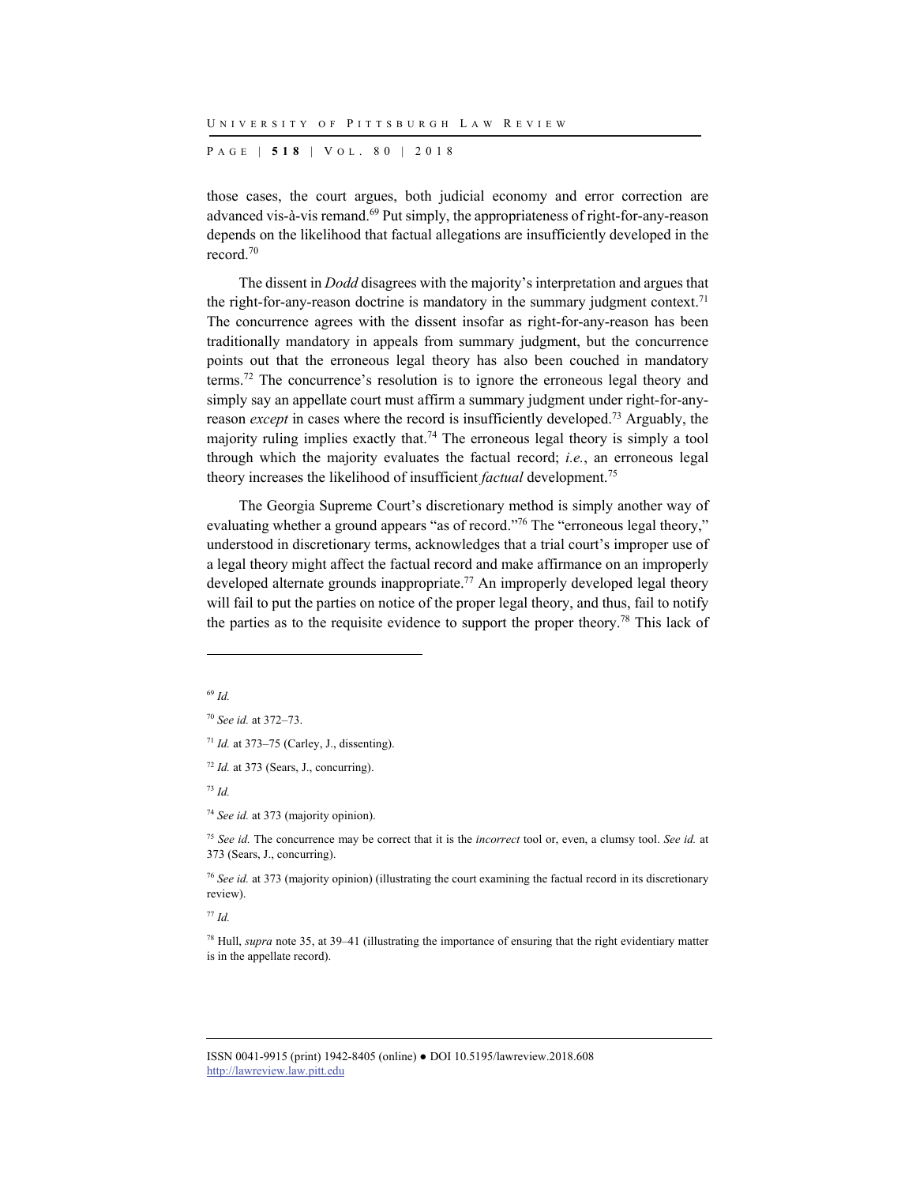those cases, the court argues, both judicial economy and error correction are advanced vis-à-vis remand.[69] Put simply, the appropriateness of right-for-any-reason depends on the likelihood that factual allegations are insufficiently developed in the record.[70]

The dissent in *Dodd* disagrees with the majority's interpretation and argues that the right-for-any-reason doctrine is mandatory in the summary judgment context.[71] The concurrence agrees with the dissent insofar as right-for-any-reason has been traditionally mandatory in appeals from summary judgment, but the concurrence points out that the erroneous legal theory has also been couched in mandatory terms.[72] The concurrence's resolution is to ignore the erroneous legal theory and simply say an appellate court must affirm a summary judgment under right-for-any-reason *except* in cases where the record is insufficiently developed.[73] Arguably, the majority ruling implies exactly that.[74] The erroneous legal theory is simply a tool through which the majority evaluates the factual record; *i.e.*, an erroneous legal theory increases the likelihood of insufficient *factual* development.[75]

The Georgia Supreme Court's discretionary method is simply another way of evaluating whether a ground appears "as of record."[76] The "erroneous legal theory," understood in discretionary terms, acknowledges that a trial court's improper use of a legal theory might affect the factual record and make affirmance on an improperly developed alternate grounds inappropriate.[77] An improperly developed legal theory will fail to put the parties on notice of the proper legal theory, and thus, fail to notify the parties as to the requisite evidence to support the proper theory.[78] This lack of

---

[69] *Id.*

[70] *See id.* at 372–73.

[71] *Id.* at 373–75 (Carley, J., dissenting).

[72] *Id.* at 373 (Sears, J., concurring).

[73] *Id.*

[74] *See id.* at 373 (majority opinion).

[75] *See id.* The concurrence may be correct that it is the *incorrect* tool or, even, a clumsy tool. *See id.* at 373 (Sears, J., concurring).

[76] *See id.* at 373 (majority opinion) (illustrating the court examining the factual record in its discretionary review).

[77] *Id.*

[78] Hull, *supra* note 35, at 39–41 (illustrating the importance of ensuring that the right evidentiary matter is in the appellate record).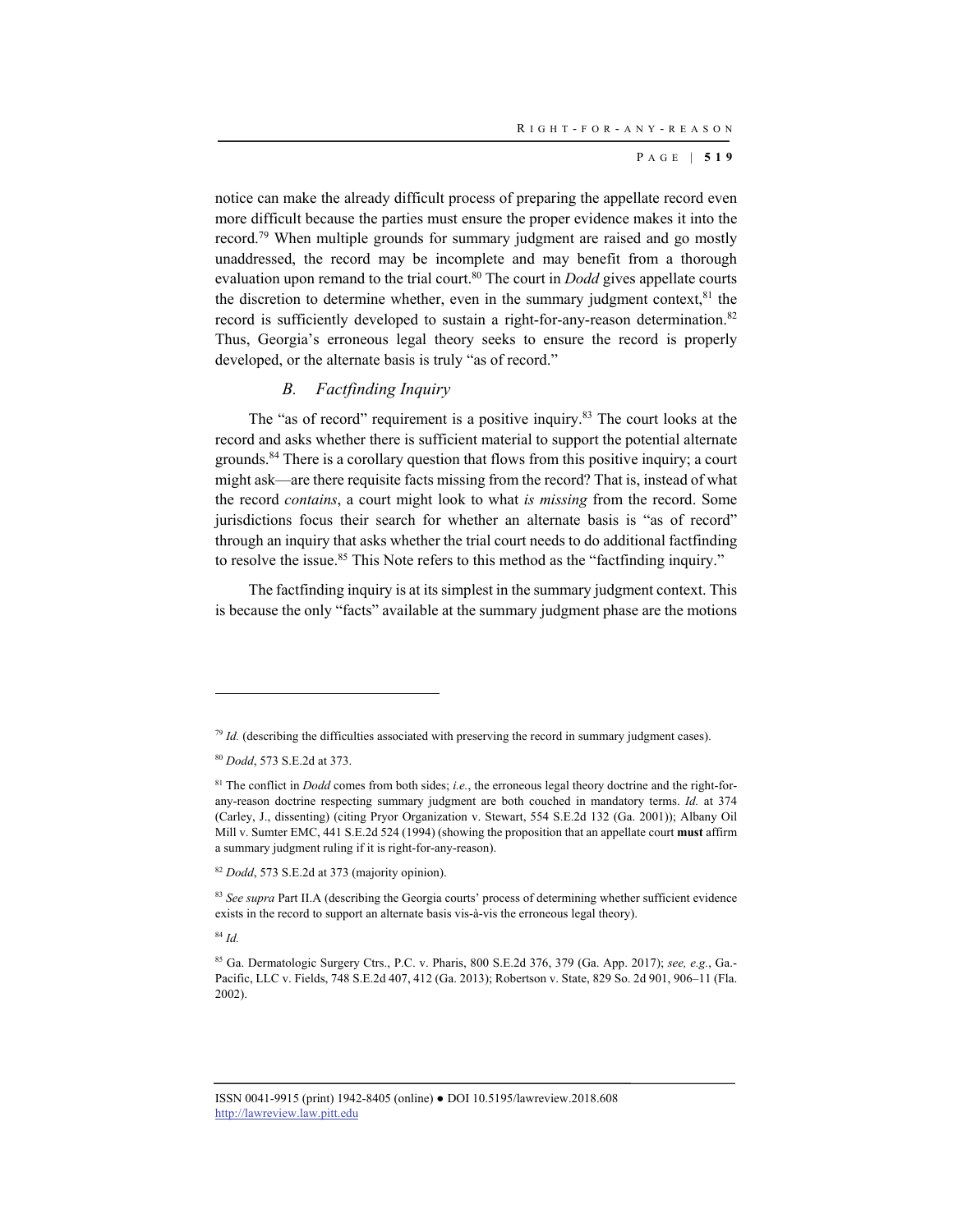notice can make the already difficult process of preparing the appellate record even more difficult because the parties must ensure the proper evidence makes it into the record.[79] When multiple grounds for summary judgment are raised and go mostly unaddressed, the record may be incomplete and may benefit from a thorough evaluation upon remand to the trial court.[80] The court in *Dodd* gives appellate courts the discretion to determine whether, even in the summary judgment context,[81] the record is sufficiently developed to sustain a right-for-any-reason determination.[82] Thus, Georgia's erroneous legal theory seeks to ensure the record is properly developed, or the alternate basis is truly "as of record."

### *B. Factfinding Inquiry*

The "as of record" requirement is a positive inquiry.[83] The court looks at the record and asks whether there is sufficient material to support the potential alternate grounds.[84] There is a corollary question that flows from this positive inquiry; a court might ask—are there requisite facts missing from the record? That is, instead of what the record *contains*, a court might look to what *is missing* from the record. Some jurisdictions focus their search for whether an alternate basis is "as of record" through an inquiry that asks whether the trial court needs to do additional factfinding to resolve the issue.[85] This Note refers to this method as the "factfinding inquiry."

The factfinding inquiry is at its simplest in the summary judgment context. This is because the only "facts" available at the summary judgment phase are the motions

---

[79] *Id.* (describing the difficulties associated with preserving the record in summary judgment cases).

[80] *Dodd*, 573 S.E.2d at 373.

[81] The conflict in *Dodd* comes from both sides; *i.e.*, the erroneous legal theory doctrine and the right-for-any-reason doctrine respecting summary judgment are both couched in mandatory terms. *Id.* at 374 (Carley, J., dissenting) (citing Pryor Organization v. Stewart, 554 S.E.2d 132 (Ga. 2001)); Albany Oil Mill v. Sumter EMC, 441 S.E.2d 524 (1994) (showing the proposition that an appellate court **must** affirm a summary judgment ruling if it is right-for-any-reason).

[82] *Dodd*, 573 S.E.2d at 373 (majority opinion).

[83] *See supra* Part II.A (describing the Georgia courts' process of determining whether sufficient evidence exists in the record to support an alternate basis vis-à-vis the erroneous legal theory).

[84] *Id.*

[85] Ga. Dermatologic Surgery Ctrs., P.C. v. Pharis, 800 S.E.2d 376, 379 (Ga. App. 2017); *see, e.g.*, Ga.-Pacific, LLC v. Fields, 748 S.E.2d 407, 412 (Ga. 2013); Robertson v. State, 829 So. 2d 901, 906–11 (Fla. 2002).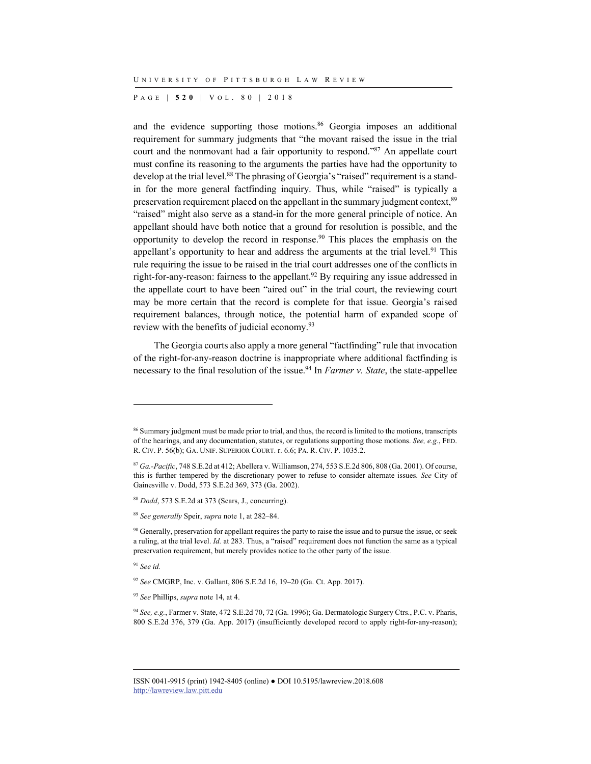and the evidence supporting those motions.[86] Georgia imposes an additional requirement for summary judgments that "the movant raised the issue in the trial court and the nonmovant had a fair opportunity to respond."[87] An appellate court must confine its reasoning to the arguments the parties have had the opportunity to develop at the trial level.[88] The phrasing of Georgia's "raised" requirement is a stand-in for the more general factfinding inquiry. Thus, while "raised" is typically a preservation requirement placed on the appellant in the summary judgment context,[89] "raised" might also serve as a stand-in for the more general principle of notice. An appellant should have both notice that a ground for resolution is possible, and the opportunity to develop the record in response.[90] This places the emphasis on the appellant's opportunity to hear and address the arguments at the trial level.[91] This rule requiring the issue to be raised in the trial court addresses one of the conflicts in right-for-any-reason: fairness to the appellant.[92] By requiring any issue addressed in the appellate court to have been "aired out" in the trial court, the reviewing court may be more certain that the record is complete for that issue. Georgia's raised requirement balances, through notice, the potential harm of expanded scope of review with the benefits of judicial economy.[93]

The Georgia courts also apply a more general "factfinding" rule that invocation of the right-for-any-reason doctrine is inappropriate where additional factfinding is necessary to the final resolution of the issue.[94] In *Farmer v. State*, the state-appellee

---

[86] Summary judgment must be made prior to trial, and thus, the record is limited to the motions, transcripts of the hearings, and any documentation, statutes, or regulations supporting those motions. *See, e.g.*, FED. R. CIV. P. 56(b); GA. UNIF. SUPERIOR COURT. r. 6.6; PA. R. CIV. P. 1035.2.

[87] *Ga.-Pacific*, 748 S.E.2d at 412; Abellera v. Williamson, 274, 553 S.E.2d 806, 808 (Ga. 2001). Of course, this is further tempered by the discretionary power to refuse to consider alternate issues. *See* City of Gainesville v. Dodd, 573 S.E.2d 369, 373 (Ga. 2002).

[88] *Dodd*, 573 S.E.2d at 373 (Sears, J., concurring).

[89] *See generally* Speir, *supra* note 1, at 282–84.

[90] Generally, preservation for appellant requires the party to raise the issue and to pursue the issue, or seek a ruling, at the trial level. *Id.* at 283. Thus, a "raised" requirement does not function the same as a typical preservation requirement, but merely provides notice to the other party of the issue.

[91] *See id.*

[92] *See* CMGRP, Inc. v. Gallant, 806 S.E.2d 16, 19–20 (Ga. Ct. App. 2017).

[93] *See* Phillips, *supra* note 14, at 4.

[94] *See, e.g.*, Farmer v. State, 472 S.E.2d 70, 72 (Ga. 1996); Ga. Dermatologic Surgery Ctrs., P.C. v. Pharis, 800 S.E.2d 376, 379 (Ga. App. 2017) (insufficiently developed record to apply right-for-any-reason);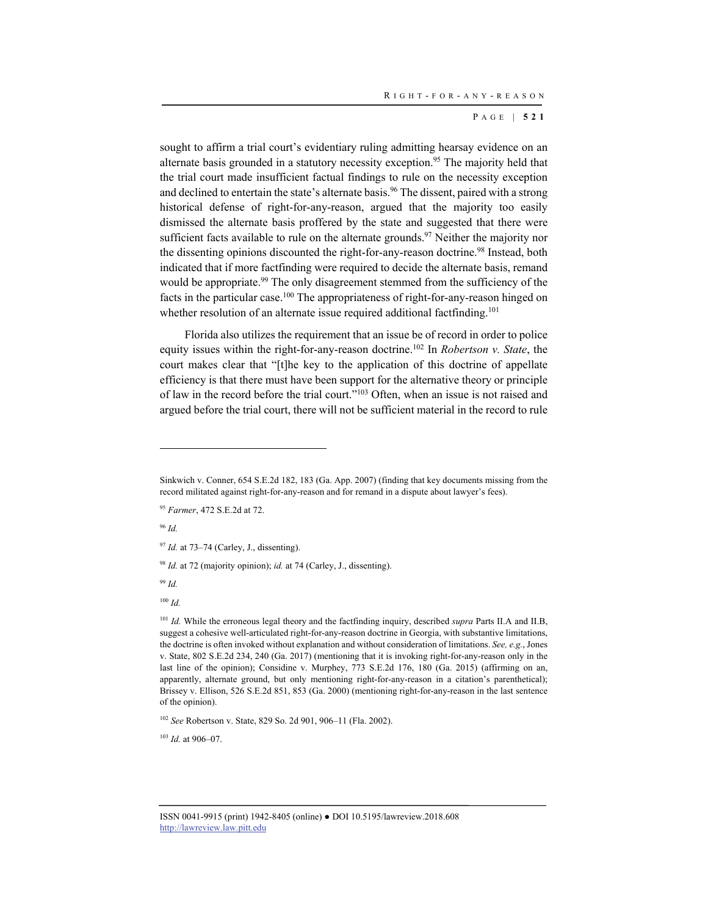sought to affirm a trial court's evidentiary ruling admitting hearsay evidence on an alternate basis grounded in a statutory necessity exception.[95] The majority held that the trial court made insufficient factual findings to rule on the necessity exception and declined to entertain the state's alternate basis.[96] The dissent, paired with a strong historical defense of right-for-any-reason, argued that the majority too easily dismissed the alternate basis proffered by the state and suggested that there were sufficient facts available to rule on the alternate grounds.[97] Neither the majority nor the dissenting opinions discounted the right-for-any-reason doctrine.[98] Instead, both indicated that if more factfinding were required to decide the alternate basis, remand would be appropriate.[99] The only disagreement stemmed from the sufficiency of the facts in the particular case.[100] The appropriateness of right-for-any-reason hinged on whether resolution of an alternate issue required additional factfinding.[101]

Florida also utilizes the requirement that an issue be of record in order to police equity issues within the right-for-any-reason doctrine.[102] In *Robertson v. State*, the court makes clear that "[t]he key to the application of this doctrine of appellate efficiency is that there must have been support for the alternative theory or principle of law in the record before the trial court."[103] Often, when an issue is not raised and argued before the trial court, there will not be sufficient material in the record to rule

---

Sinkwich v. Conner, 654 S.E.2d 182, 183 (Ga. App. 2007) (finding that key documents missing from the record militated against right-for-any-reason and for remand in a dispute about lawyer's fees).

[95] *Farmer*, 472 S.E.2d at 72.

[96] *Id.*

[97] *Id.* at 73–74 (Carley, J., dissenting).

[98] *Id.* at 72 (majority opinion); *id.* at 74 (Carley, J., dissenting).

[99] *Id.*

[100] *Id.*

[101] *Id.* While the erroneous legal theory and the factfinding inquiry, described *supra* Parts II.A and II.B, suggest a cohesive well-articulated right-for-any-reason doctrine in Georgia, with substantive limitations, the doctrine is often invoked without explanation and without consideration of limitations. *See, e.g.*, Jones v. State, 802 S.E.2d 234, 240 (Ga. 2017) (mentioning that it is invoking right-for-any-reason only in the last line of the opinion); Considine v. Murphey, 773 S.E.2d 176, 180 (Ga. 2015) (affirming on an, apparently, alternate ground, but only mentioning right-for-any-reason in a citation's parenthetical); Brissey v. Ellison, 526 S.E.2d 851, 853 (Ga. 2000) (mentioning right-for-any-reason in the last sentence of the opinion).

[102] *See* Robertson v. State, 829 So. 2d 901, 906–11 (Fla. 2002).

[103] *Id.* at 906–07.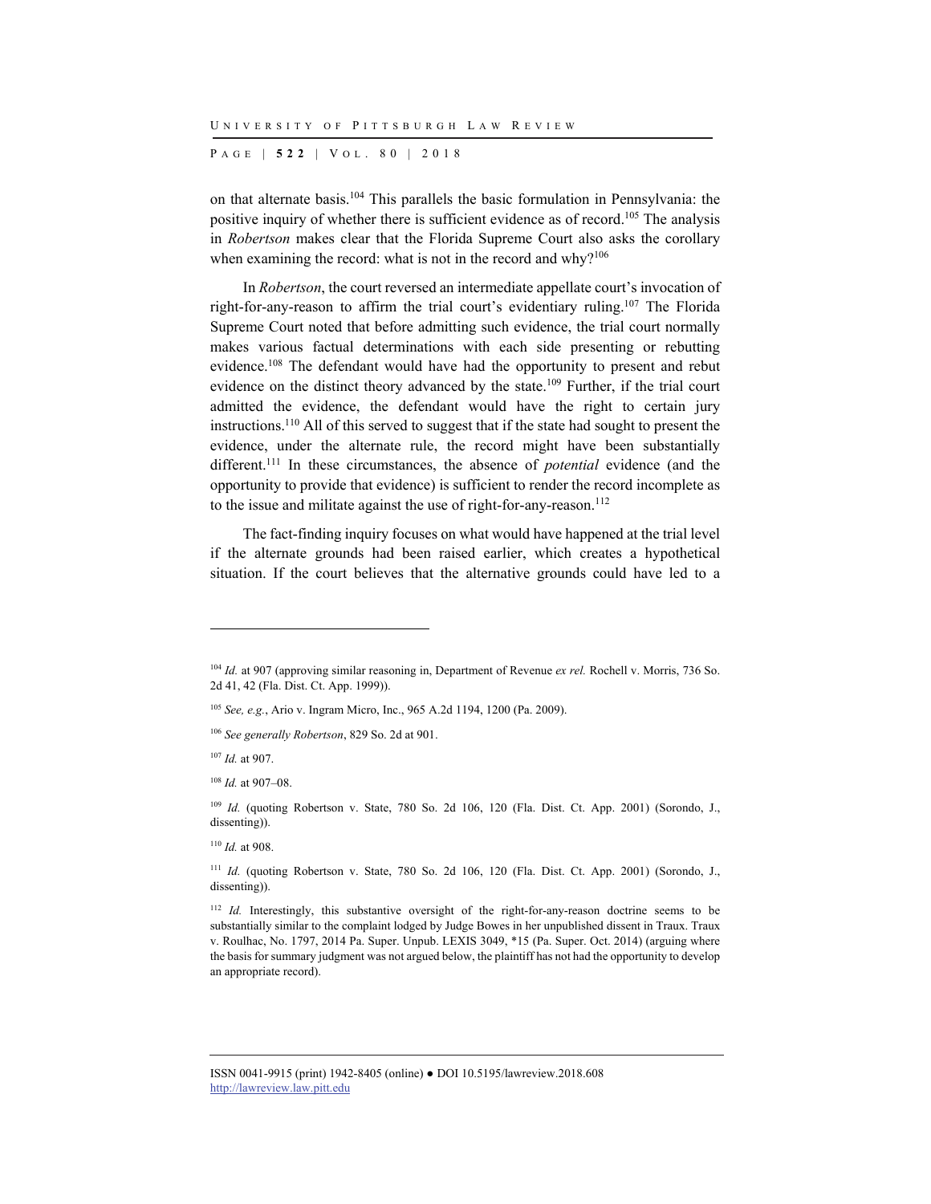on that alternate basis.[104] This parallels the basic formulation in Pennsylvania: the positive inquiry of whether there is sufficient evidence as of record.[105] The analysis in *Robertson* makes clear that the Florida Supreme Court also asks the corollary when examining the record: what is not in the record and why?[106]

In *Robertson*, the court reversed an intermediate appellate court's invocation of right-for-any-reason to affirm the trial court's evidentiary ruling.[107] The Florida Supreme Court noted that before admitting such evidence, the trial court normally makes various factual determinations with each side presenting or rebutting evidence.[108] The defendant would have had the opportunity to present and rebut evidence on the distinct theory advanced by the state.[109] Further, if the trial court admitted the evidence, the defendant would have the right to certain jury instructions.[110] All of this served to suggest that if the state had sought to present the evidence, under the alternate rule, the record might have been substantially different.[111] In these circumstances, the absence of *potential* evidence (and the opportunity to provide that evidence) is sufficient to render the record incomplete as to the issue and militate against the use of right-for-any-reason.[112]

The fact-finding inquiry focuses on what would have happened at the trial level if the alternate grounds had been raised earlier, which creates a hypothetical situation. If the court believes that the alternative grounds could have led to a

---

[104] *Id.* at 907 (approving similar reasoning in, Department of Revenue *ex rel.* Rochell v. Morris, 736 So. 2d 41, 42 (Fla. Dist. Ct. App. 1999)).

[105] *See, e.g.*, Ario v. Ingram Micro, Inc., 965 A.2d 1194, 1200 (Pa. 2009).

[106] *See generally Robertson*, 829 So. 2d at 901.

[107] *Id.* at 907.

[108] *Id.* at 907–08.

[109] *Id.* (quoting Robertson v. State, 780 So. 2d 106, 120 (Fla. Dist. Ct. App. 2001) (Sorondo, J., dissenting)).

[110] *Id.* at 908.

[111] *Id.* (quoting Robertson v. State, 780 So. 2d 106, 120 (Fla. Dist. Ct. App. 2001) (Sorondo, J., dissenting)).

[112] *Id.* Interestingly, this substantive oversight of the right-for-any-reason doctrine seems to be substantially similar to the complaint lodged by Judge Bowes in her unpublished dissent in Traux. Traux v. Roulhac, No. 1797, 2014 Pa. Super. Unpub. LEXIS 3049, *15 (Pa. Super. Oct. 2014) (arguing where the basis for summary judgment was not argued below, the plaintiff has not had the opportunity to develop an appropriate record).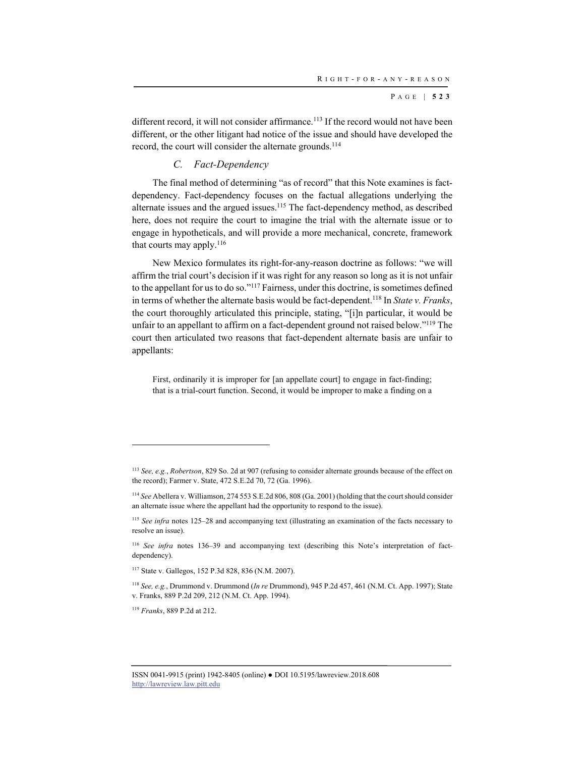different record, it will not consider affirmance.[113] If the record would not have been different, or the other litigant had notice of the issue and should have developed the record, the court will consider the alternate grounds.[114]

### *C. Fact-Dependency*

The final method of determining "as of record" that this Note examines is fact-dependency. Fact-dependency focuses on the factual allegations underlying the alternate issues and the argued issues.[115] The fact-dependency method, as described here, does not require the court to imagine the trial with the alternate issue or to engage in hypotheticals, and will provide a more mechanical, concrete, framework that courts may apply.[116]

New Mexico formulates its right-for-any-reason doctrine as follows: "we will affirm the trial court's decision if it was right for any reason so long as it is not unfair to the appellant for us to do so."[117] Fairness, under this doctrine, is sometimes defined in terms of whether the alternate basis would be fact-dependent.[118] In *State v. Franks*, the court thoroughly articulated this principle, stating, "[i]n particular, it would be unfair to an appellant to affirm on a fact-dependent ground not raised below."[119] The court then articulated two reasons that fact-dependent alternate basis are unfair to appellants:

> First, ordinarily it is improper for [an appellate court] to engage in fact-finding; that is a trial-court function. Second, it would be improper to make a finding on a

---

[113] *See, e.g.*, *Robertson*, 829 So. 2d at 907 (refusing to consider alternate grounds because of the effect on the record); Farmer v. State, 472 S.E.2d 70, 72 (Ga. 1996).

[114] *See* Abellera v. Williamson, 274 553 S.E.2d 806, 808 (Ga. 2001) (holding that the court should consider an alternate issue where the appellant had the opportunity to respond to the issue).

[115] *See infra* notes 125–28 and accompanying text (illustrating an examination of the facts necessary to resolve an issue).

[116] *See infra* notes 136–39 and accompanying text (describing this Note's interpretation of fact-dependency).

[117] State v. Gallegos, 152 P.3d 828, 836 (N.M. 2007).

[118] *See, e.g.*, Drummond v. Drummond (*In re* Drummond), 945 P.2d 457, 461 (N.M. Ct. App. 1997); State v. Franks, 889 P.2d 209, 212 (N.M. Ct. App. 1994).

[119] *Franks*, 889 P.2d at 212.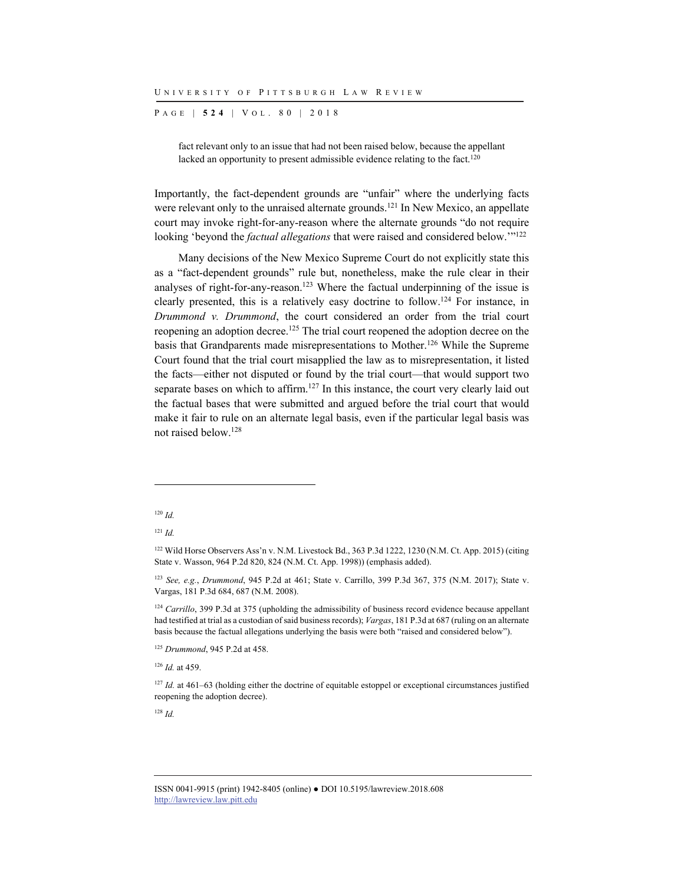> fact relevant only to an issue that had not been raised below, because the appellant lacked an opportunity to present admissible evidence relating to the fact.[120]

Importantly, the fact-dependent grounds are "unfair" where the underlying facts were relevant only to the unraised alternate grounds.[121] In New Mexico, an appellate court may invoke right-for-any-reason where the alternate grounds "do not require looking 'beyond the *factual allegations* that were raised and considered below.'"[122]

Many decisions of the New Mexico Supreme Court do not explicitly state this as a "fact-dependent grounds" rule but, nonetheless, make the rule clear in their analyses of right-for-any-reason.[123] Where the factual underpinning of the issue is clearly presented, this is a relatively easy doctrine to follow.[124] For instance, in *Drummond v. Drummond*, the court considered an order from the trial court reopening an adoption decree.[125] The trial court reopened the adoption decree on the basis that Grandparents made misrepresentations to Mother.[126] While the Supreme Court found that the trial court misapplied the law as to misrepresentation, it listed the facts—either not disputed or found by the trial court—that would support two separate bases on which to affirm.[127] In this instance, the court very clearly laid out the factual bases that were submitted and argued before the trial court that would make it fair to rule on an alternate legal basis, even if the particular legal basis was not raised below.[128]

---

[120] *Id.*

[121] *Id.*

[122] Wild Horse Observers Ass'n v. N.M. Livestock Bd., 363 P.3d 1222, 1230 (N.M. Ct. App. 2015) (citing State v. Wasson, 964 P.2d 820, 824 (N.M. Ct. App. 1998)) (emphasis added).

[123] *See, e.g.*, *Drummond*, 945 P.2d at 461; State v. Carrillo, 399 P.3d 367, 375 (N.M. 2017); State v. Vargas, 181 P.3d 684, 687 (N.M. 2008).

[124] *Carrillo*, 399 P.3d at 375 (upholding the admissibility of business record evidence because appellant had testified at trial as a custodian of said business records); *Vargas*, 181 P.3d at 687 (ruling on an alternate basis because the factual allegations underlying the basis were both "raised and considered below").

[125] *Drummond*, 945 P.2d at 458.

[126] *Id.* at 459.

[127] *Id.* at 461–63 (holding either the doctrine of equitable estoppel or exceptional circumstances justified reopening the adoption decree).

[128] *Id.*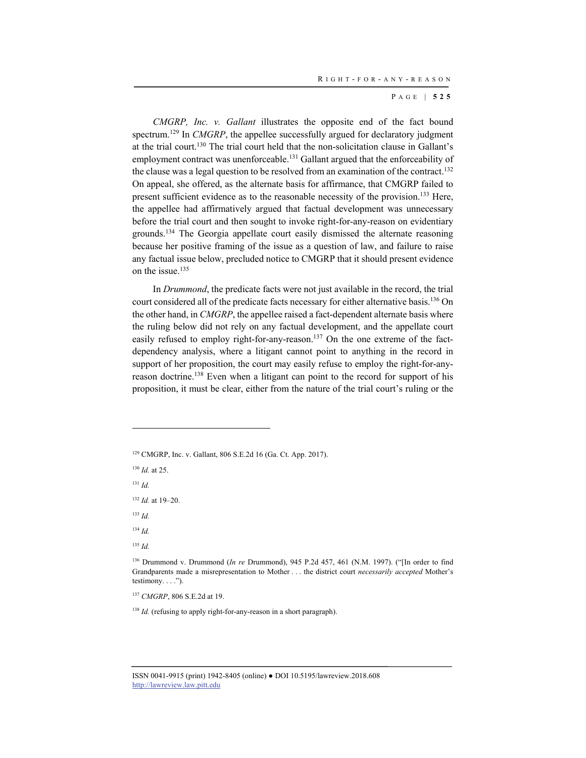*CMGRP, Inc. v. Gallant* illustrates the opposite end of the fact bound spectrum.[129] In *CMGRP*, the appellee successfully argued for declaratory judgment at the trial court.[130] The trial court held that the non-solicitation clause in Gallant's employment contract was unenforceable.[131] Gallant argued that the enforceability of the clause was a legal question to be resolved from an examination of the contract.[132] On appeal, she offered, as the alternate basis for affirmance, that CMGRP failed to present sufficient evidence as to the reasonable necessity of the provision.[133] Here, the appellee had affirmatively argued that factual development was unnecessary before the trial court and then sought to invoke right-for-any-reason on evidentiary grounds.[134] The Georgia appellate court easily dismissed the alternate reasoning because her positive framing of the issue as a question of law, and failure to raise any factual issue below, precluded notice to CMGRP that it should present evidence on the issue.[135]

In *Drummond*, the predicate facts were not just available in the record, the trial court considered all of the predicate facts necessary for either alternative basis.[136] On the other hand, in *CMGRP*, the appellee raised a fact-dependent alternate basis where the ruling below did not rely on any factual development, and the appellate court easily refused to employ right-for-any-reason.[137] On the one extreme of the fact-dependency analysis, where a litigant cannot point to anything in the record in support of her proposition, the court may easily refuse to employ the right-for-any-reason doctrine.[138] Even when a litigant can point to the record for support of his proposition, it must be clear, either from the nature of the trial court's ruling or the

---

[129] CMGRP, Inc. v. Gallant, 806 S.E.2d 16 (Ga. Ct. App. 2017).

[130] *Id.* at 25.

[131] *Id.*

[132] *Id.* at 19–20.

[133] *Id.*

[134] *Id.*

[135] *Id.*

[136] Drummond v. Drummond (*In re* Drummond), 945 P.2d 457, 461 (N.M. 1997). ("[In order to find Grandparents made a misrepresentation to Mother . . . the district court *necessarily accepted* Mother's testimony. . . .").

[137] *CMGRP*, 806 S.E.2d at 19.

[138] *Id.* (refusing to apply right-for-any-reason in a short paragraph).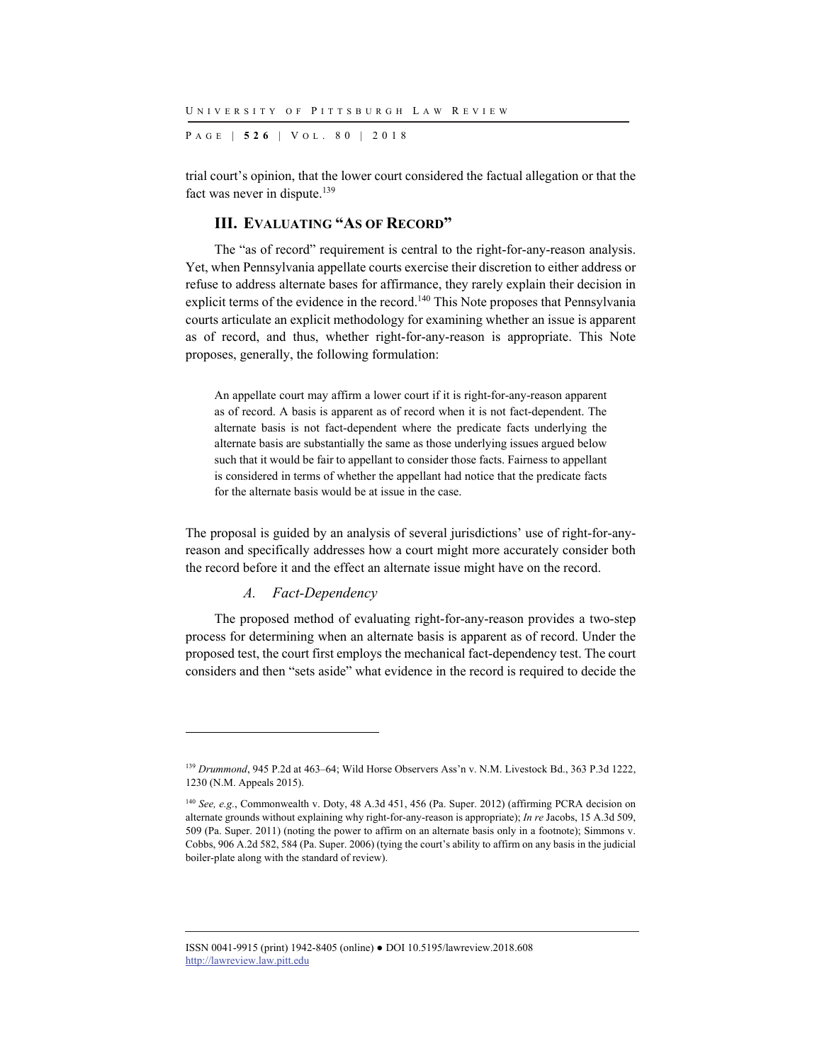trial court's opinion, that the lower court considered the factual allegation or that the fact was never in dispute.[139]

## III. Evaluating "As of Record"

The "as of record" requirement is central to the right-for-any-reason analysis. Yet, when Pennsylvania appellate courts exercise their discretion to either address or refuse to address alternate bases for affirmance, they rarely explain their decision in explicit terms of the evidence in the record.[140] This Note proposes that Pennsylvania courts articulate an explicit methodology for examining whether an issue is apparent as of record, and thus, whether right-for-any-reason is appropriate. This Note proposes, generally, the following formulation:

> An appellate court may affirm a lower court if it is right-for-any-reason apparent as of record. A basis is apparent as of record when it is not fact-dependent. The alternate basis is not fact-dependent where the predicate facts underlying the alternate basis are substantially the same as those underlying issues argued below such that it would be fair to appellant to consider those facts. Fairness to appellant is considered in terms of whether the appellant had notice that the predicate facts for the alternate basis would be at issue in the case.

The proposal is guided by an analysis of several jurisdictions' use of right-for-any-reason and specifically addresses how a court might more accurately consider both the record before it and the effect an alternate issue might have on the record.

### *A. Fact-Dependency*

The proposed method of evaluating right-for-any-reason provides a two-step process for determining when an alternate basis is apparent as of record. Under the proposed test, the court first employs the mechanical fact-dependency test. The court considers and then "sets aside" what evidence in the record is required to decide the

---

[139] *Drummond*, 945 P.2d at 463–64; Wild Horse Observers Ass'n v. N.M. Livestock Bd., 363 P.3d 1222, 1230 (N.M. Appeals 2015).

[140] *See, e.g.*, Commonwealth v. Doty, 48 A.3d 451, 456 (Pa. Super. 2012) (affirming PCRA decision on alternate grounds without explaining why right-for-any-reason is appropriate); *In re* Jacobs, 15 A.3d 509, 509 (Pa. Super. 2011) (noting the power to affirm on an alternate basis only in a footnote); Simmons v. Cobbs, 906 A.2d 582, 584 (Pa. Super. 2006) (tying the court's ability to affirm on any basis in the judicial boiler-plate along with the standard of review).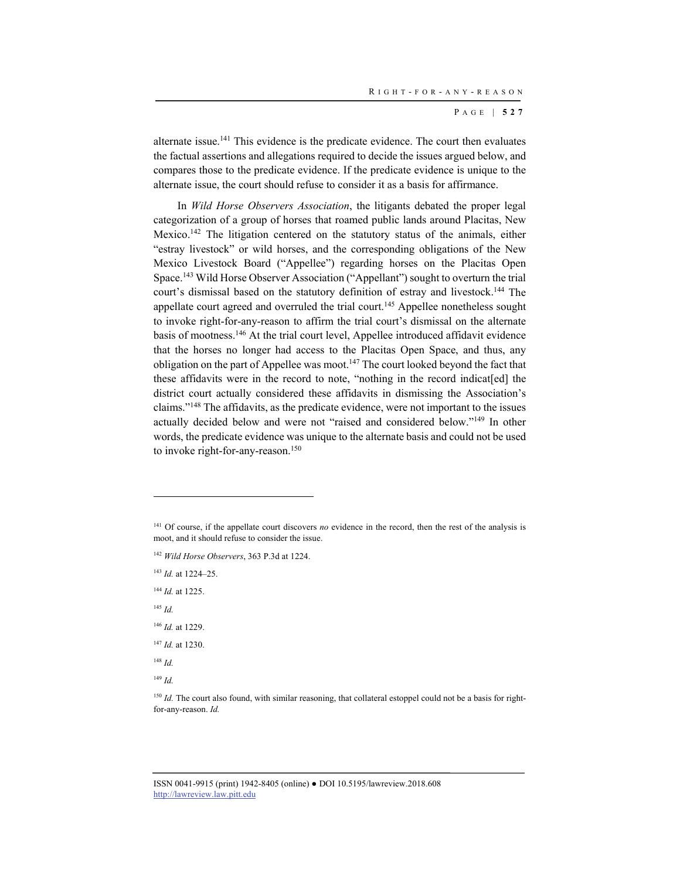alternate issue.[141] This evidence is the predicate evidence. The court then evaluates the factual assertions and allegations required to decide the issues argued below, and compares those to the predicate evidence. If the predicate evidence is unique to the alternate issue, the court should refuse to consider it as a basis for affirmance.

In *Wild Horse Observers Association*, the litigants debated the proper legal categorization of a group of horses that roamed public lands around Placitas, New Mexico.[142] The litigation centered on the statutory status of the animals, either "estray livestock" or wild horses, and the corresponding obligations of the New Mexico Livestock Board ("Appellee") regarding horses on the Placitas Open Space.[143] Wild Horse Observer Association ("Appellant") sought to overturn the trial court's dismissal based on the statutory definition of estray and livestock.[144] The appellate court agreed and overruled the trial court.[145] Appellee nonetheless sought to invoke right-for-any-reason to affirm the trial court's dismissal on the alternate basis of mootness.[146] At the trial court level, Appellee introduced affidavit evidence that the horses no longer had access to the Placitas Open Space, and thus, any obligation on the part of Appellee was moot.[147] The court looked beyond the fact that these affidavits were in the record to note, "nothing in the record indicat[ed] the district court actually considered these affidavits in dismissing the Association's claims."[148] The affidavits, as the predicate evidence, were not important to the issues actually decided below and were not "raised and considered below."[149] In other words, the predicate evidence was unique to the alternate basis and could not be used to invoke right-for-any-reason.[150]

---

[141] Of course, if the appellate court discovers *no* evidence in the record, then the rest of the analysis is moot, and it should refuse to consider the issue.

[142] *Wild Horse Observers*, 363 P.3d at 1224.

[143] *Id.* at 1224–25.

[144] *Id.* at 1225.

[145] *Id.*

[146] *Id.* at 1229.

[147] *Id.* at 1230.

[148] *Id.*

[149] *Id.*

[150] *Id.* The court also found, with similar reasoning, that collateral estoppel could not be a basis for right-for-any-reason. *Id.*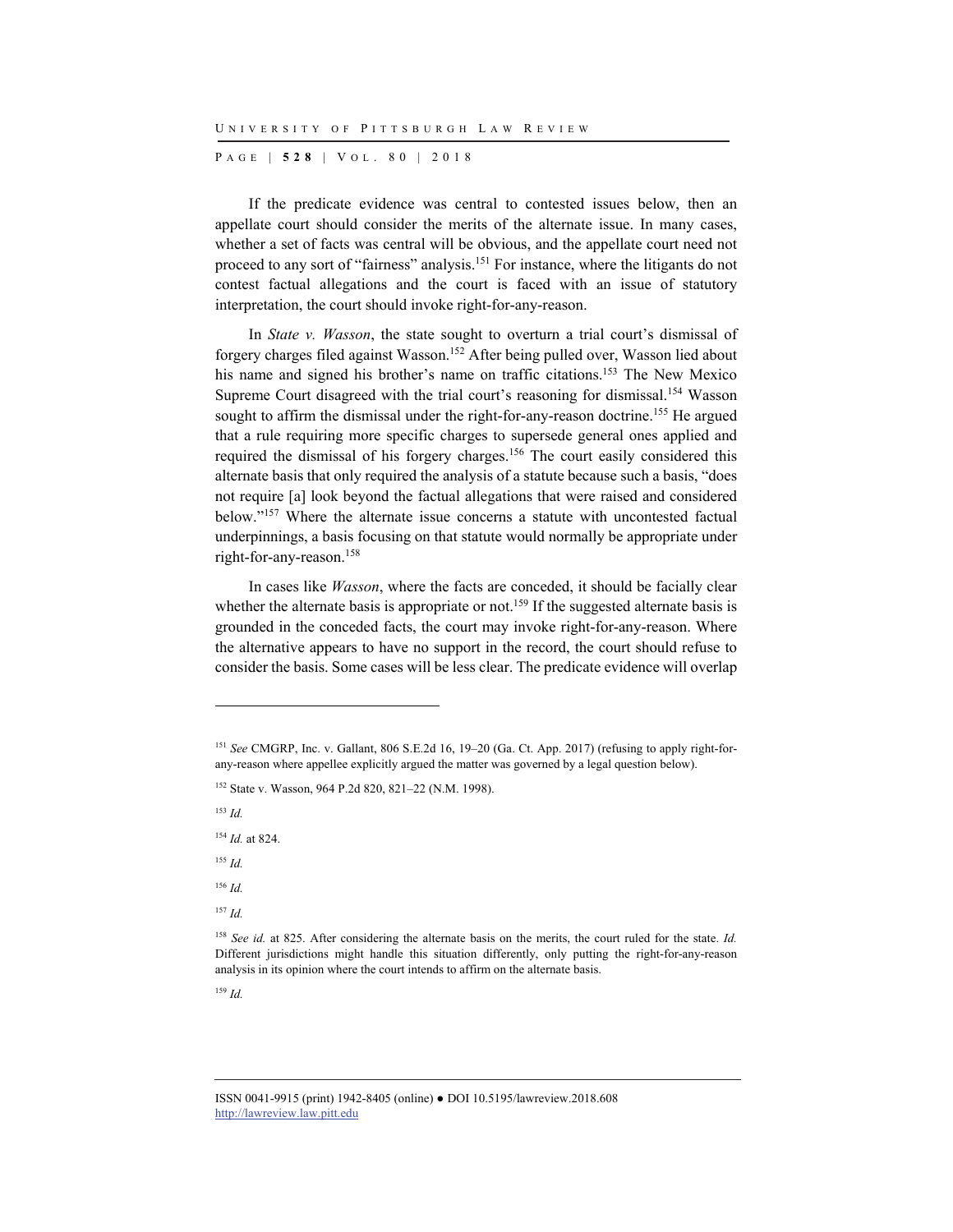If the predicate evidence was central to contested issues below, then an appellate court should consider the merits of the alternate issue. In many cases, whether a set of facts was central will be obvious, and the appellate court need not proceed to any sort of "fairness" analysis.[151] For instance, where the litigants do not contest factual allegations and the court is faced with an issue of statutory interpretation, the court should invoke right-for-any-reason.

In *State v. Wasson*, the state sought to overturn a trial court's dismissal of forgery charges filed against Wasson.[152] After being pulled over, Wasson lied about his name and signed his brother's name on traffic citations.[153] The New Mexico Supreme Court disagreed with the trial court's reasoning for dismissal.[154] Wasson sought to affirm the dismissal under the right-for-any-reason doctrine.[155] He argued that a rule requiring more specific charges to supersede general ones applied and required the dismissal of his forgery charges.[156] The court easily considered this alternate basis that only required the analysis of a statute because such a basis, "does not require [a] look beyond the factual allegations that were raised and considered below."[157] Where the alternate issue concerns a statute with uncontested factual underpinnings, a basis focusing on that statute would normally be appropriate under right-for-any-reason.[158]

In cases like *Wasson*, where the facts are conceded, it should be facially clear whether the alternate basis is appropriate or not.[159] If the suggested alternate basis is grounded in the conceded facts, the court may invoke right-for-any-reason. Where the alternative appears to have no support in the record, the court should refuse to consider the basis. Some cases will be less clear. The predicate evidence will overlap

---

[151] *See* CMGRP, Inc. v. Gallant, 806 S.E.2d 16, 19–20 (Ga. Ct. App. 2017) (refusing to apply right-for-any-reason where appellee explicitly argued the matter was governed by a legal question below).

[152] State v. Wasson, 964 P.2d 820, 821–22 (N.M. 1998).

[153] *Id.*

[154] *Id.* at 824.

[155] *Id.*

[156] *Id.*

[157] *Id.*

[158] *See id.* at 825. After considering the alternate basis on the merits, the court ruled for the state. *Id.* Different jurisdictions might handle this situation differently, only putting the right-for-any-reason analysis in its opinion where the court intends to affirm on the alternate basis.

[159] *Id.*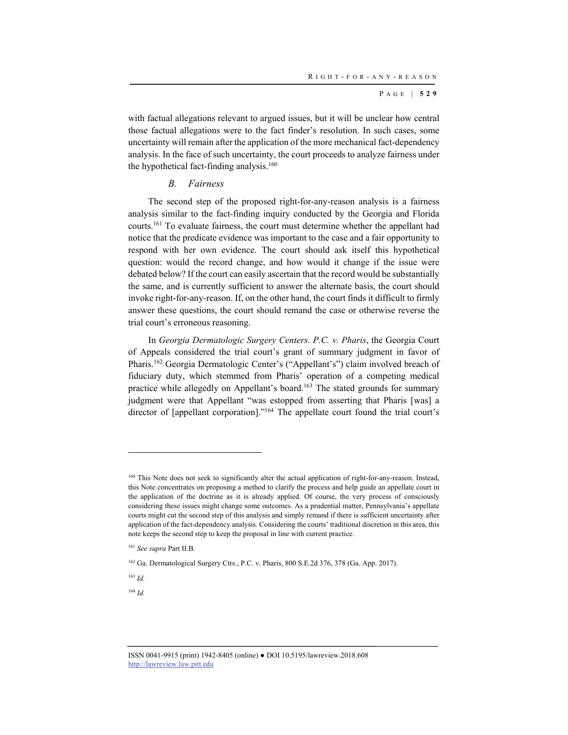with factual allegations relevant to argued issues, but it will be unclear how central those factual allegations were to the fact finder's resolution. In such cases, some uncertainty will remain after the application of the more mechanical fact-dependency analysis. In the face of such uncertainty, the court proceeds to analyze fairness under the hypothetical fact-finding analysis.[160]

### *B. Fairness*

The second step of the proposed right-for-any-reason analysis is a fairness analysis similar to the fact-finding inquiry conducted by the Georgia and Florida courts.[161] To evaluate fairness, the court must determine whether the appellant had notice that the predicate evidence was important to the case and a fair opportunity to respond with her own evidence. The court should ask itself this hypothetical question: would the record change, and how would it change if the issue were debated below? If the court can easily ascertain that the record would be substantially the same, and is currently sufficient to answer the alternate basis, the court should invoke right-for-any-reason. If, on the other hand, the court finds it difficult to firmly answer these questions, the court should remand the case or otherwise reverse the trial court's erroneous reasoning.

In *Georgia Dermatologic Surgery Centers. P.C. v. Pharis*, the Georgia Court of Appeals considered the trial court's grant of summary judgment in favor of Pharis.[162] Georgia Dermatologic Center's ("Appellant's") claim involved breach of fiduciary duty, which stemmed from Pharis' operation of a competing medical practice while allegedly on Appellant's board.[163] The stated grounds for summary judgment were that Appellant "was estopped from asserting that Pharis [was] a director of [appellant corporation]."[164] The appellate court found the trial court's

---

[160] This Note does not seek to significantly alter the actual application of right-for-any-reason. Instead, this Note concentrates on proposing a method to clarify the process and help guide an appellate court in the application of the doctrine as it is already applied. Of course, the very process of consciously considering these issues might change some outcomes. As a prudential matter, Pennsylvania's appellate courts might cut the second step of this analysis and simply remand if there is sufficient uncertainty after application of the fact-dependency analysis. Considering the courts' traditional discretion in this area, this note keeps the second step to keep the proposal in line with current practice.

[161] *See supra* Part II.B.

[162] Ga. Dermatological Surgery Ctrs., P.C. v. Pharis, 800 S.E.2d 376, 378 (Ga. App. 2017).

[163] *Id.*

[164] *Id.*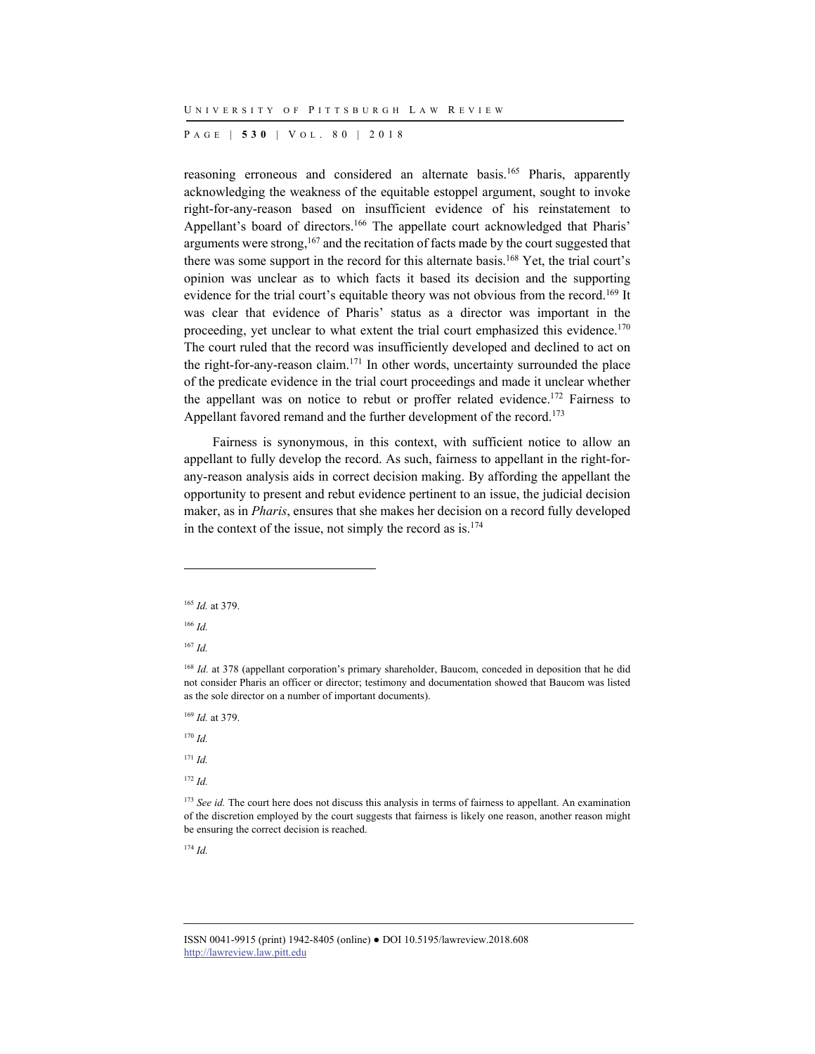reasoning erroneous and considered an alternate basis.[165] Pharis, apparently acknowledging the weakness of the equitable estoppel argument, sought to invoke right-for-any-reason based on insufficient evidence of his reinstatement to Appellant's board of directors.[166] The appellate court acknowledged that Pharis' arguments were strong,[167] and the recitation of facts made by the court suggested that there was some support in the record for this alternate basis.[168] Yet, the trial court's opinion was unclear as to which facts it based its decision and the supporting evidence for the trial court's equitable theory was not obvious from the record.[169] It was clear that evidence of Pharis' status as a director was important in the proceeding, yet unclear to what extent the trial court emphasized this evidence.[170] The court ruled that the record was insufficiently developed and declined to act on the right-for-any-reason claim.[171] In other words, uncertainty surrounded the place of the predicate evidence in the trial court proceedings and made it unclear whether the appellant was on notice to rebut or proffer related evidence.[172] Fairness to Appellant favored remand and the further development of the record.[173]

Fairness is synonymous, in this context, with sufficient notice to allow an appellant to fully develop the record. As such, fairness to appellant in the right-for-any-reason analysis aids in correct decision making. By affording the appellant the opportunity to present and rebut evidence pertinent to an issue, the judicial decision maker, as in *Pharis*, ensures that she makes her decision on a record fully developed in the context of the issue, not simply the record as is.[174]

---

[165] *Id.* at 379.

[166] *Id.*

[167] *Id.*

[168] *Id.* at 378 (appellant corporation's primary shareholder, Baucom, conceded in deposition that he did not consider Pharis an officer or director; testimony and documentation showed that Baucom was listed as the sole director on a number of important documents).

[169] *Id.* at 379.

[170] *Id.*

[171] *Id.*

[172] *Id.*

[173] *See id.* The court here does not discuss this analysis in terms of fairness to appellant. An examination of the discretion employed by the court suggests that fairness is likely one reason, another reason might be ensuring the correct decision is reached.

[174] *Id.*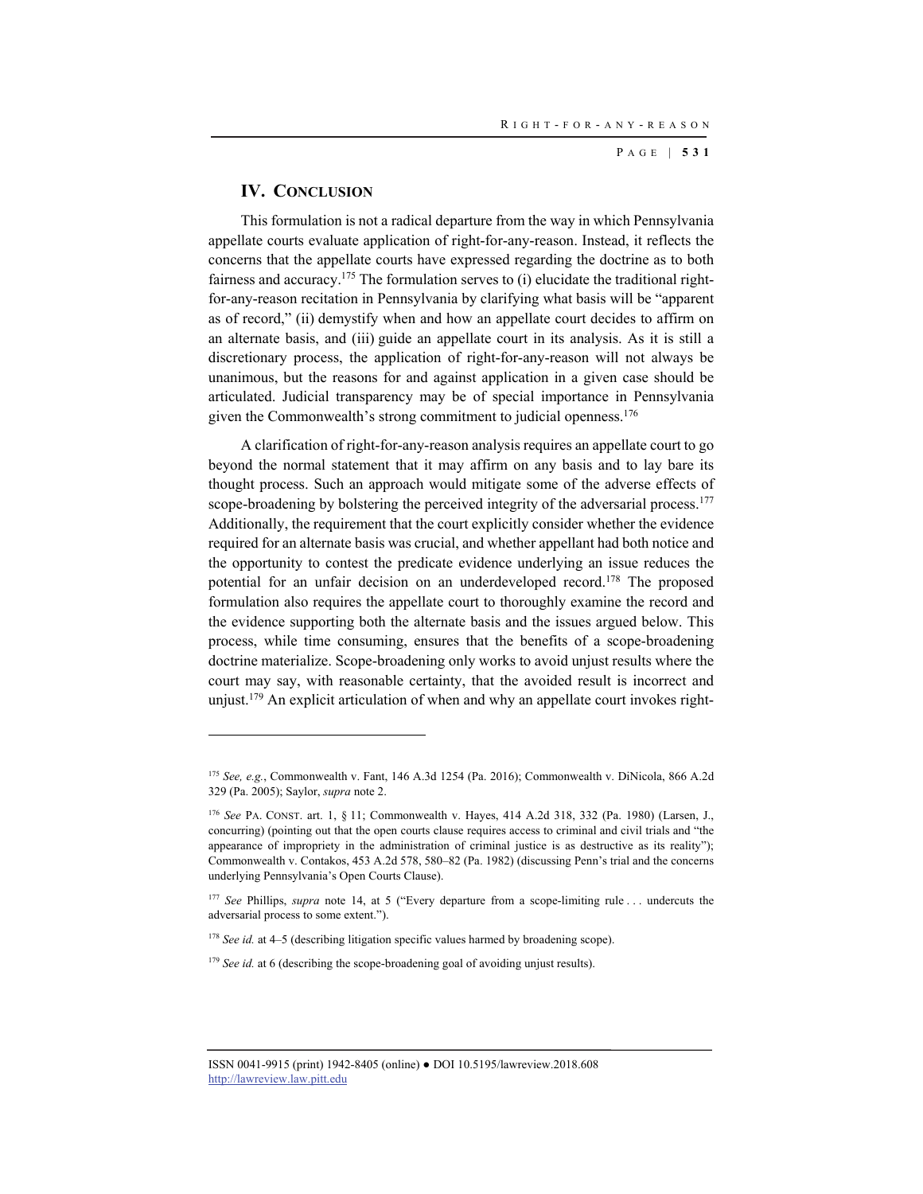## IV. Conclusion

This formulation is not a radical departure from the way in which Pennsylvania appellate courts evaluate application of right-for-any-reason. Instead, it reflects the concerns that the appellate courts have expressed regarding the doctrine as to both fairness and accuracy.[175] The formulation serves to (i) elucidate the traditional right-for-any-reason recitation in Pennsylvania by clarifying what basis will be "apparent as of record," (ii) demystify when and how an appellate court decides to affirm on an alternate basis, and (iii) guide an appellate court in its analysis. As it is still a discretionary process, the application of right-for-any-reason will not always be unanimous, but the reasons for and against application in a given case should be articulated. Judicial transparency may be of special importance in Pennsylvania given the Commonwealth's strong commitment to judicial openness.[176]

A clarification of right-for-any-reason analysis requires an appellate court to go beyond the normal statement that it may affirm on any basis and to lay bare its thought process. Such an approach would mitigate some of the adverse effects of scope-broadening by bolstering the perceived integrity of the adversarial process.[177] Additionally, the requirement that the court explicitly consider whether the evidence required for an alternate basis was crucial, and whether appellant had both notice and the opportunity to contest the predicate evidence underlying an issue reduces the potential for an unfair decision on an underdeveloped record.[178] The proposed formulation also requires the appellate court to thoroughly examine the record and the evidence supporting both the alternate basis and the issues argued below. This process, while time consuming, ensures that the benefits of a scope-broadening doctrine materialize. Scope-broadening only works to avoid unjust results where the court may say, with reasonable certainty, that the avoided result is incorrect and unjust.[179] An explicit articulation of when and why an appellate court invokes right-

---

[175] *See, e.g.*, Commonwealth v. Fant, 146 A.3d 1254 (Pa. 2016); Commonwealth v. DiNicola, 866 A.2d 329 (Pa. 2005); Saylor, *supra* note 2.

[176] *See* PA. CONST. art. 1, § 11; Commonwealth v. Hayes, 414 A.2d 318, 332 (Pa. 1980) (Larsen, J., concurring) (pointing out that the open courts clause requires access to criminal and civil trials and "the appearance of impropriety in the administration of criminal justice is as destructive as its reality"); Commonwealth v. Contakos, 453 A.2d 578, 580–82 (Pa. 1982) (discussing Penn's trial and the concerns underlying Pennsylvania's Open Courts Clause).

[177] *See* Phillips, *supra* note 14, at 5 ("Every departure from a scope-limiting rule . . . undercuts the adversarial process to some extent.").

[178] *See id.* at 4–5 (describing litigation specific values harmed by broadening scope).

[179] *See id.* at 6 (describing the scope-broadening goal of avoiding unjust results).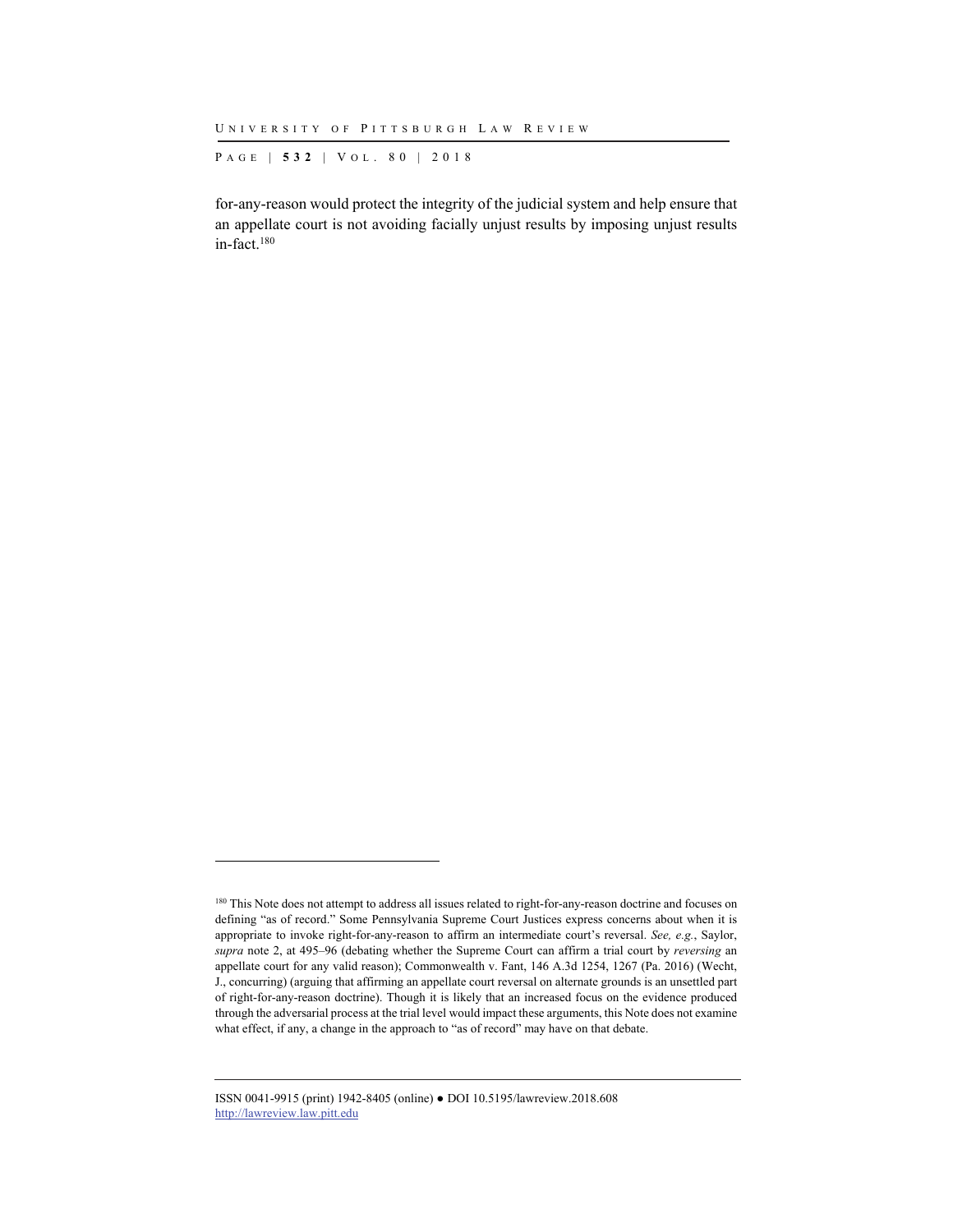for-any-reason would protect the integrity of the judicial system and help ensure that an appellate court is not avoiding facially unjust results by imposing unjust results in-fact.[180]

---

[180] This Note does not attempt to address all issues related to right-for-any-reason doctrine and focuses on defining "as of record." Some Pennsylvania Supreme Court Justices express concerns about when it is appropriate to invoke right-for-any-reason to affirm an intermediate court's reversal. *See, e.g.*, Saylor, *supra* note 2, at 495–96 (debating whether the Supreme Court can affirm a trial court by *reversing* an appellate court for any valid reason); Commonwealth v. Fant, 146 A.3d 1254, 1267 (Pa. 2016) (Wecht, J., concurring) (arguing that affirming an appellate court reversal on alternate grounds is an unsettled part of right-for-any-reason doctrine). Though it is likely that an increased focus on the evidence produced through the adversarial process at the trial level would impact these arguments, this Note does not examine what effect, if any, a change in the approach to "as of record" may have on that debate.